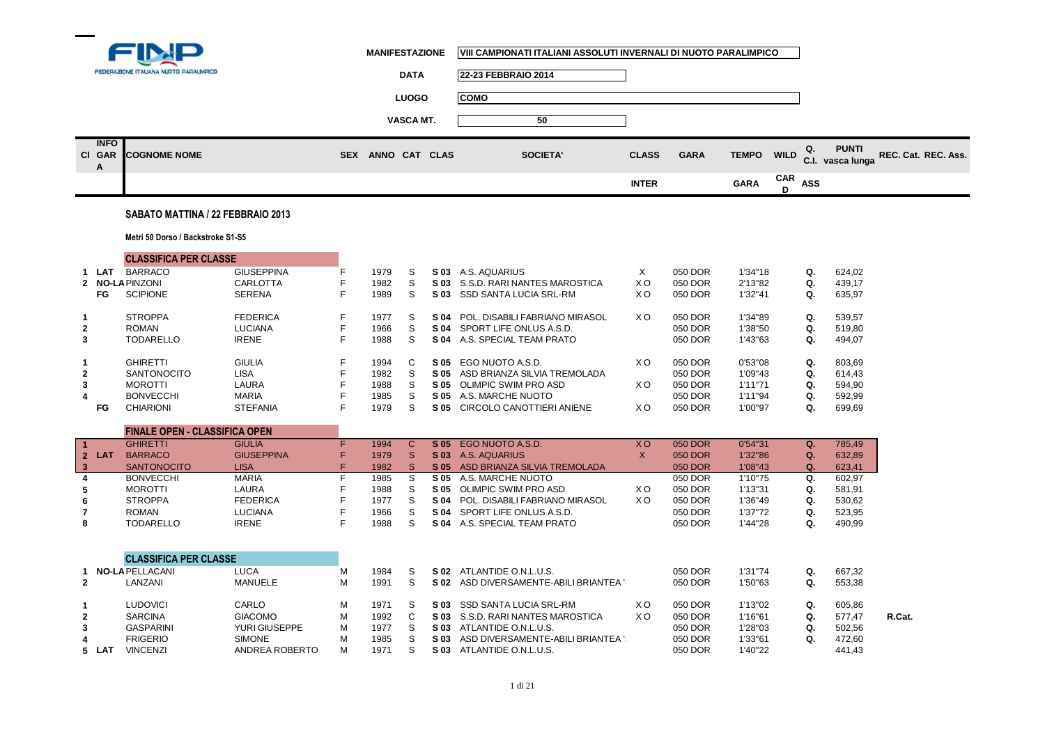FINP
FEDERAZIONE ITALIANA NUOTO PARALIMPICO

**MANIFESTAZIONE** VIII CAMPIONATI ITALIANI ASSOLUTI INVERNALI DI NUOTO PARALIMPICO

**DATA** 22-23 FEBBRAIO 2014

**LUOGO** COMO

**VASCA MT.** 50

## SABATO MATTINA / 22 FEBBRAIO 2013

**Metri 50 Dorso / Backstroke S1-S5**

### CLASSIFICA PER CLASSE

| Cl | INFO GARA | COGNOME NOME | | SEX | ANNO | CAT | CLAS | SOCIETA' | CLASS INTER | GARA | TEMPO GARA | WILD CARD | Q. C.I. ASS | PUNTI vasca lunga | REC. Cat. | REC. Ass. |
|---|---|---|---|---|---|---|---|---|---|---|---|---|---|---|---|---|
| 1 | LAT | BARRACO | GIUSEPPINA | F | 1979 | S | S 03 | A.S. AQUARIUS | X | 050 DOR | 1'34"18 | | Q. | 624,02 | | |
| 2 | NO-LA | PINZONI | CARLOTTA | F | 1982 | S | S 03 | S.S.D. RARI NANTES MAROSTICA | X O | 050 DOR | 2'13"82 | | Q. | 439,17 | | |
| | FG | SCIPIONE | SERENA | F | 1989 | S | S 03 | SSD SANTA LUCIA SRL-RM | X O | 050 DOR | 1'32"41 | | Q. | 635,97 | | |
| 1 | | STROPPA | FEDERICA | F | 1977 | S | S 04 | POL. DISABILI FABRIANO MIRASOL | X O | 050 DOR | 1'34"89 | | Q. | 539,57 | | |
| 2 | | ROMAN | LUCIANA | F | 1966 | S | S 04 | SPORT LIFE ONLUS A.S.D. | | 050 DOR | 1'38"50 | | Q. | 519,80 | | |
| 3 | | TODARELLO | IRENE | F | 1988 | S | S 04 | A.S. SPECIAL TEAM PRATO | | 050 DOR | 1'43"63 | | Q. | 494,07 | | |
| 1 | | GHIRETTI | GIULIA | F | 1994 | C | S 05 | EGO NUOTO A.S.D. | X O | 050 DOR | 0'53"08 | | Q. | 803,69 | | |
| 2 | | SANTONOCITO | LISA | F | 1982 | S | S 05 | ASD BRIANZA SILVIA TREMOLADA | | 050 DOR | 1'09"43 | | Q. | 614,43 | | |
| 3 | | MOROTTI | LAURA | F | 1988 | S | S 05 | OLIMPIC SWIM PRO ASD | X O | 050 DOR | 1'11"71 | | Q. | 594,90 | | |
| 4 | | BONVECCHI | MARIA | F | 1985 | S | S 05 | A.S. MARCHE NUOTO | | 050 DOR | 1'11"94 | | Q. | 592,99 | | |
| | FG | CHIARIONI | STEFANIA | F | 1979 | S | S 05 | CIRCOLO CANOTTIERI ANIENE | X O | 050 DOR | 1'00"97 | | Q. | 699,69 | | |

### FINALE OPEN - CLASSIFICA OPEN

| Cl | INFO GARA | COGNOME NOME | | SEX | ANNO | CAT | CLAS | SOCIETA' | CLASS INTER | GARA | TEMPO GARA | WILD CARD | Q. C.I. ASS | PUNTI vasca lunga | REC. Cat. | REC. Ass. |
|---|---|---|---|---|---|---|---|---|---|---|---|---|---|---|---|---|
| 1 | | GHIRETTI | GIULIA | F | 1994 | C | S 05 | EGO NUOTO A.S.D. | X O | 050 DOR | 0'54"31 | | Q. | 785,49 | | |
| 2 | LAT | BARRACO | GIUSEPPINA | F | 1979 | S | S 03 | A.S. AQUARIUS | X | 050 DOR | 1'32"86 | | Q. | 632,89 | | |
| 3 | | SANTONOCITO | LISA | F | 1982 | S | S 05 | ASD BRIANZA SILVIA TREMOLADA | | 050 DOR | 1'08"43 | | Q. | 623,41 | | |
| 4 | | BONVECCHI | MARIA | F | 1985 | S | S 05 | A.S. MARCHE NUOTO | | 050 DOR | 1'10"75 | | Q. | 602,97 | | |
| 5 | | MOROTTI | LAURA | F | 1988 | S | S 05 | OLIMPIC SWIM PRO ASD | X O | 050 DOR | 1'13"31 | | Q. | 581,91 | | |
| 6 | | STROPPA | FEDERICA | F | 1977 | S | S 04 | POL. DISABILI FABRIANO MIRASOL | X O | 050 DOR | 1'36"49 | | Q. | 530,62 | | |
| 7 | | ROMAN | LUCIANA | F | 1966 | S | S 04 | SPORT LIFE ONLUS A.S.D. | | 050 DOR | 1'37"72 | | Q. | 523,95 | | |
| 8 | | TODARELLO | IRENE | F | 1988 | S | S 04 | A.S. SPECIAL TEAM PRATO | | 050 DOR | 1'44"28 | | Q. | 490,99 | | |

### CLASSIFICA PER CLASSE

| Cl | INFO GARA | COGNOME NOME | | SEX | ANNO | CAT | CLAS | SOCIETA' | CLASS INTER | GARA | TEMPO GARA | WILD CARD | Q. C.I. ASS | PUNTI vasca lunga | REC. Cat. | REC. Ass. |
|---|---|---|---|---|---|---|---|---|---|---|---|---|---|---|---|---|
| 1 | NO-LA | PELLACANI | LUCA | M | 1984 | S | S 02 | ATLANTIDE O.N.L.U.S. | | 050 DOR | 1'31"74 | | Q. | 667,32 | | |
| 2 | | LANZANI | MANUELE | M | 1991 | S | S 02 | ASD DIVERSAMENTE-ABILI BRIANTEA ' | | 050 DOR | 1'50"63 | | Q. | 553,38 | | |
| 1 | | LUDOVICI | CARLO | M | 1971 | S | S 03 | SSD SANTA LUCIA SRL-RM | X O | 050 DOR | 1'13"02 | | Q. | 605,86 | | |
| 2 | | SARCINA | GIACOMO | M | 1992 | C | S 03 | S.S.D. RARI NANTES MAROSTICA | X O | 050 DOR | 1'16"61 | | Q. | 577,47 | R.Cat. | |
| 3 | | GASPARINI | YURI GIUSEPPE | M | 1977 | S | S 03 | ATLANTIDE O.N.L.U.S. | | 050 DOR | 1'28"03 | | Q. | 502,56 | | |
| 4 | | FRIGERIO | SIMONE | M | 1985 | S | S 03 | ASD DIVERSAMENTE-ABILI BRIANTEA ' | | 050 DOR | 1'33"61 | | Q. | 472,60 | | |
| 5 | LAT | VINCENZI | ANDREA ROBERTO | M | 1971 | S | S 03 | ATLANTIDE O.N.L.U.S. | | 050 DOR | 1'40"22 | | | 441,43 | | |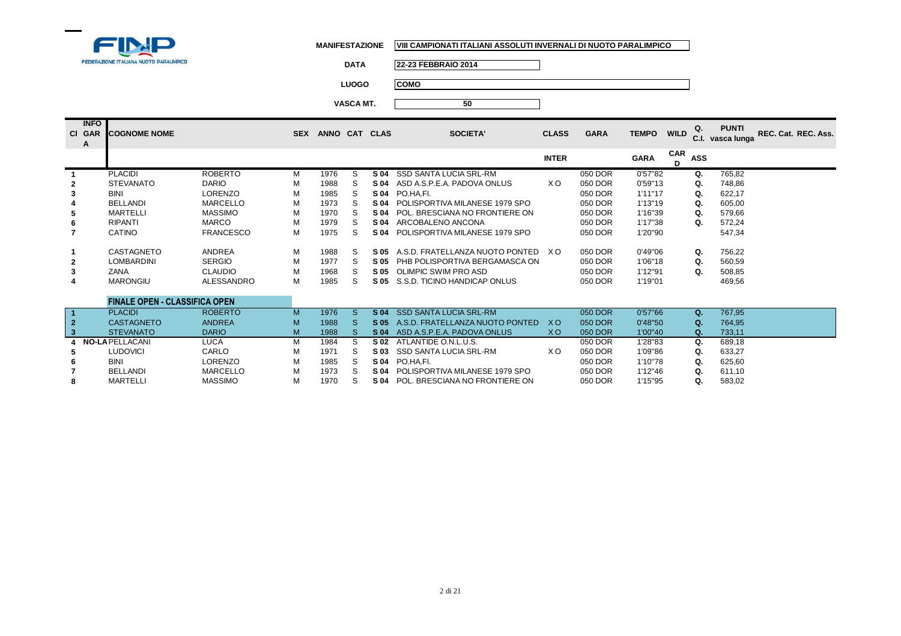FINP
FEDERAZIONE ITALIANA NUOTO PARALIMPICO

**MANIFESTAZIONE** VIII CAMPIONATI ITALIANI ASSOLUTI INVERNALI DI NUOTO PARALIMPICO

**DATA** 22-23 FEBBRAIO 2014

**LUOGO** COMO

**VASCA MT.** 50

| Cl | INFO GARA | COGNOME NOME | | SEX | ANNO | CAT | CLAS | SOCIETA' | CLASS INTER | GARA | TEMPO GARA | WILD CARD | Q. C.I. ASS | PUNTI vasca lunga | REC. Cat. | REC. Ass. |
|---|---|---|---|---|---|---|---|---|---|---|---|---|---|---|---|---|
| 1 | | PLACIDI | ROBERTO | M | 1976 | S | S 04 | SSD SANTA LUCIA SRL-RM | | 050 DOR | 0'57"82 | | Q. | 765,82 | | |
| 2 | | STEVANATO | DARIO | M | 1988 | S | S 04 | ASD A.S.P.E.A. PADOVA ONLUS | X O | 050 DOR | 0'59"13 | | Q. | 748,86 | | |
| 3 | | BINI | LORENZO | M | 1985 | S | S 04 | PO.HA.FI. | | 050 DOR | 1'11"17 | | Q. | 622,17 | | |
| 4 | | BELLANDI | MARCELLO | M | 1973 | S | S 04 | POLISPORTIVA MILANESE 1979 SPO | | 050 DOR | 1'13"19 | | Q. | 605,00 | | |
| 5 | | MARTELLI | MASSIMO | M | 1970 | S | S 04 | POL. BRESCIANA NO FRONTIERE ON | | 050 DOR | 1'16"39 | | Q. | 579,66 | | |
| 6 | | RIPANTI | MARCO | M | 1979 | S | S 04 | ARCOBALENO ANCONA | | 050 DOR | 1'17"38 | | Q. | 572,24 | | |
| 7 | | CATINO | FRANCESCO | M | 1975 | S | S 04 | POLISPORTIVA MILANESE 1979 SPO | | 050 DOR | 1'20"90 | | | 547,34 | | |
| 1 | | CASTAGNETO | ANDREA | M | 1988 | S | S 05 | A.S.D. FRATELLANZA NUOTO PONTED | X O | 050 DOR | 0'49"06 | | Q. | 756,22 | | |
| 2 | | LOMBARDINI | SERGIO | M | 1977 | S | S 05 | PHB POLISPORTIVA BERGAMASCA ON | | 050 DOR | 1'06"18 | | Q. | 560,59 | | |
| 3 | | ZANA | CLAUDIO | M | 1968 | S | S 05 | OLIMPIC SWIM PRO ASD | | 050 DOR | 1'12"91 | | Q. | 508,85 | | |
| 4 | | MARONGIU | ALESSANDRO | M | 1985 | S | S 05 | S.S.D. TICINO HANDICAP ONLUS | | 050 DOR | 1'19"01 | | | 469,56 | | |

**FINALE OPEN - CLASSIFICA OPEN**

| Cl | INFO GARA | COGNOME NOME | | SEX | ANNO | CAT | CLAS | SOCIETA' | CLASS INTER | GARA | TEMPO GARA | WILD CARD | Q. C.I. ASS | PUNTI vasca lunga | REC. Cat. | REC. Ass. |
|---|---|---|---|---|---|---|---|---|---|---|---|---|---|---|---|---|
| 1 | | PLACIDI | ROBERTO | M | 1976 | S | S 04 | SSD SANTA LUCIA SRL-RM | | 050 DOR | 0'57"66 | | Q. | 767,95 | | |
| 2 | | CASTAGNETO | ANDREA | M | 1988 | S | S 05 | A.S.D. FRATELLANZA NUOTO PONTED | X O | 050 DOR | 0'48"50 | | Q. | 764,95 | | |
| 3 | | STEVANATO | DARIO | M | 1988 | S | S 04 | ASD A.S.P.E.A. PADOVA ONLUS | X O | 050 DOR | 1'00"40 | | Q. | 733,11 | | |
| 4 | NO-LA | PELLACANI | LUCA | M | 1984 | S | S 02 | ATLANTIDE O.N.L.U.S. | | 050 DOR | 1'28"83 | | Q. | 689,18 | | |
| 5 | | LUDOVICI | CARLO | M | 1971 | S | S 03 | SSD SANTA LUCIA SRL-RM | X O | 050 DOR | 1'09"86 | | Q. | 633,27 | | |
| 6 | | BINI | LORENZO | M | 1985 | S | S 04 | PO.HA.FI. | | 050 DOR | 1'10"78 | | Q. | 625,60 | | |
| 7 | | BELLANDI | MARCELLO | M | 1973 | S | S 04 | POLISPORTIVA MILANESE 1979 SPO | | 050 DOR | 1'12"46 | | Q. | 611,10 | | |
| 8 | | MARTELLI | MASSIMO | M | 1970 | S | S 04 | POL. BRESCIANA NO FRONTIERE ON | | 050 DOR | 1'15"95 | | Q. | 583,02 | | |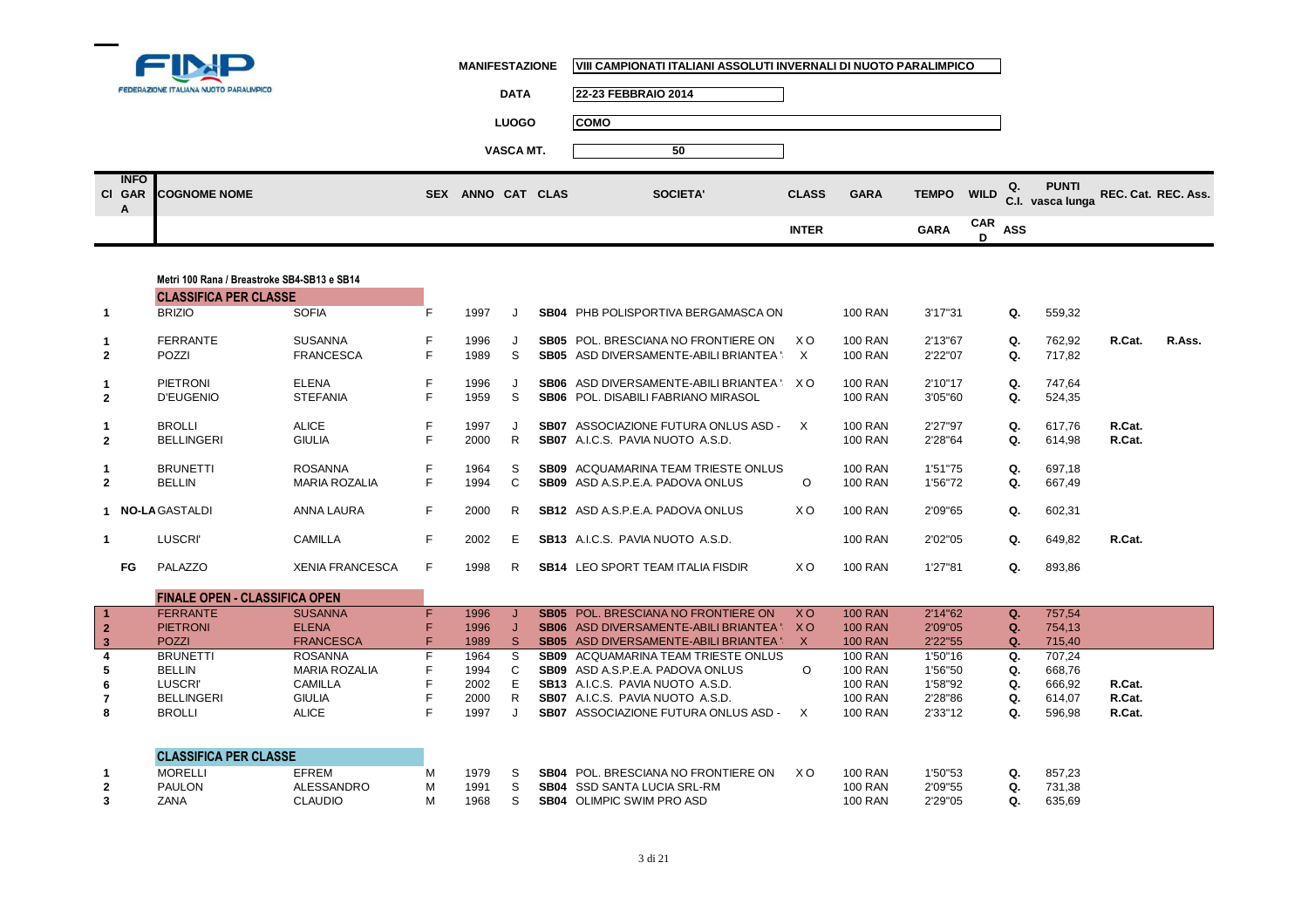FINP
FEDERAZIONE ITALIANA NUOTO PARALIMPICO

**MANIFESTAZIONE** VIII CAMPIONATI ITALIANI ASSOLUTI INVERNALI DI NUOTO PARALIMPICO

**DATA** 22-23 FEBBRAIO 2014

**LUOGO** COMO

**VASCA MT.** 50

| Cl | INFO GARA | COGNOME NOME | | SEX | ANNO | CAT | CLAS | SOCIETA' | CLASS INTER | GARA | TEMPO GARA | WILD CARD | Q. C.I. ASS | PUNTI vasca lunga | REC. Cat. | REC. Ass. |
|---|---|---|---|---|---|---|---|---|---|---|---|---|---|---|---|---|
| | | **Metri 100 Rana / Breastroke SB4-SB13 e SB14** | | | | | | | | | | | | | | |
| | | **CLASSIFICA PER CLASSE** | | | | | | | | | | | | | | |
| 1 | | BRIZIO | SOFIA | F | 1997 | J | SB04 | PHB POLISPORTIVA BERGAMASCA ON | | 100 RAN | 3'17"31 | | Q. | 559,32 | | |
| 1 | | FERRANTE | SUSANNA | F | 1996 | J | SB05 | POL. BRESCIANA NO FRONTIERE ON | X O | 100 RAN | 2'13"67 | | Q. | 762,92 | R.Cat. | R.Ass. |
| 2 | | POZZI | FRANCESCA | F | 1989 | S | SB05 | ASD DIVERSAMENTE-ABILI BRIANTEA ' | X | 100 RAN | 2'22"07 | | Q. | 717,82 | | |
| 1 | | PIETRONI | ELENA | F | 1996 | J | SB06 | ASD DIVERSAMENTE-ABILI BRIANTEA ' | X O | 100 RAN | 2'10"17 | | Q. | 747,64 | | |
| 2 | | D'EUGENIO | STEFANIA | F | 1959 | S | SB06 | POL. DISABILI FABRIANO MIRASOL | | 100 RAN | 3'05"60 | | Q. | 524,35 | | |
| 1 | | BROLLI | ALICE | F | 1997 | J | SB07 | ASSOCIAZIONE FUTURA ONLUS ASD - | X | 100 RAN | 2'27"97 | | Q. | 617,76 | R.Cat. | |
| 2 | | BELLINGERI | GIULIA | F | 2000 | R | SB07 | A.I.C.S. PAVIA NUOTO A.S.D. | | 100 RAN | 2'28"64 | | Q. | 614,98 | R.Cat. | |
| 1 | | BRUNETTI | ROSANNA | F | 1964 | S | SB09 | ACQUAMARINA TEAM TRIESTE ONLUS | | 100 RAN | 1'51"75 | | Q. | 697,18 | | |
| 2 | | BELLIN | MARIA ROZALIA | F | 1994 | C | SB09 | ASD A.S.P.E.A. PADOVA ONLUS | O | 100 RAN | 1'56"72 | | Q. | 667,49 | | |
| 1 | NO-LA | GASTALDI | ANNA LAURA | F | 2000 | R | SB12 | ASD A.S.P.E.A. PADOVA ONLUS | X O | 100 RAN | 2'09"65 | | Q. | 602,31 | | |
| 1 | | LUSCRI' | CAMILLA | F | 2002 | E | SB13 | A.I.C.S. PAVIA NUOTO A.S.D. | | 100 RAN | 2'02"05 | | Q. | 649,82 | R.Cat. | |
| | FG | PALAZZO | XENIA FRANCESCA | F | 1998 | R | SB14 | LEO SPORT TEAM ITALIA FISDIR | X O | 100 RAN | 1'27"81 | | Q. | 893,86 | | |
| | | **FINALE OPEN - CLASSIFICA OPEN** | | | | | | | | | | | | | | |
| 1 | | FERRANTE | SUSANNA | F | 1996 | J | SB05 | POL. BRESCIANA NO FRONTIERE ON | X O | 100 RAN | 2'14"62 | | Q. | 757,54 | | |
| 2 | | PIETRONI | ELENA | F | 1996 | J | SB06 | ASD DIVERSAMENTE-ABILI BRIANTEA ' | X O | 100 RAN | 2'09"05 | | Q. | 754,13 | | |
| 3 | | POZZI | FRANCESCA | F | 1989 | S | SB05 | ASD DIVERSAMENTE-ABILI BRIANTEA ' | X | 100 RAN | 2'22"55 | | Q. | 715,40 | | |
| 4 | | BRUNETTI | ROSANNA | F | 1964 | S | SB09 | ACQUAMARINA TEAM TRIESTE ONLUS | | 100 RAN | 1'50"16 | | Q. | 707,24 | | |
| 5 | | BELLIN | MARIA ROZALIA | F | 1994 | C | SB09 | ASD A.S.P.E.A. PADOVA ONLUS | O | 100 RAN | 1'56"50 | | Q. | 668,76 | | |
| 6 | | LUSCRI' | CAMILLA | F | 2002 | E | SB13 | A.I.C.S. PAVIA NUOTO A.S.D. | | 100 RAN | 1'58"92 | | Q. | 666,92 | R.Cat. | |
| 7 | | BELLINGERI | GIULIA | F | 2000 | R | SB07 | A.I.C.S. PAVIA NUOTO A.S.D. | | 100 RAN | 2'28"86 | | Q. | 614,07 | R.Cat. | |
| 8 | | BROLLI | ALICE | F | 1997 | J | SB07 | ASSOCIAZIONE FUTURA ONLUS ASD - | X | 100 RAN | 2'33"12 | | Q. | 596,98 | R.Cat. | |
| | | **CLASSIFICA PER CLASSE** | | | | | | | | | | | | | | |
| 1 | | MORELLI | EFREM | M | 1979 | S | SB04 | POL. BRESCIANA NO FRONTIERE ON | X O | 100 RAN | 1'50"53 | | Q. | 857,23 | | |
| 2 | | PAULON | ALESSANDRO | M | 1991 | S | SB04 | SSD SANTA LUCIA SRL-RM | | 100 RAN | 2'09"55 | | Q. | 731,38 | | |
| 3 | | ZANA | CLAUDIO | M | 1968 | S | SB04 | OLIMPIC SWIM PRO ASD | | 100 RAN | 2'29"05 | | Q. | 635,69 | | |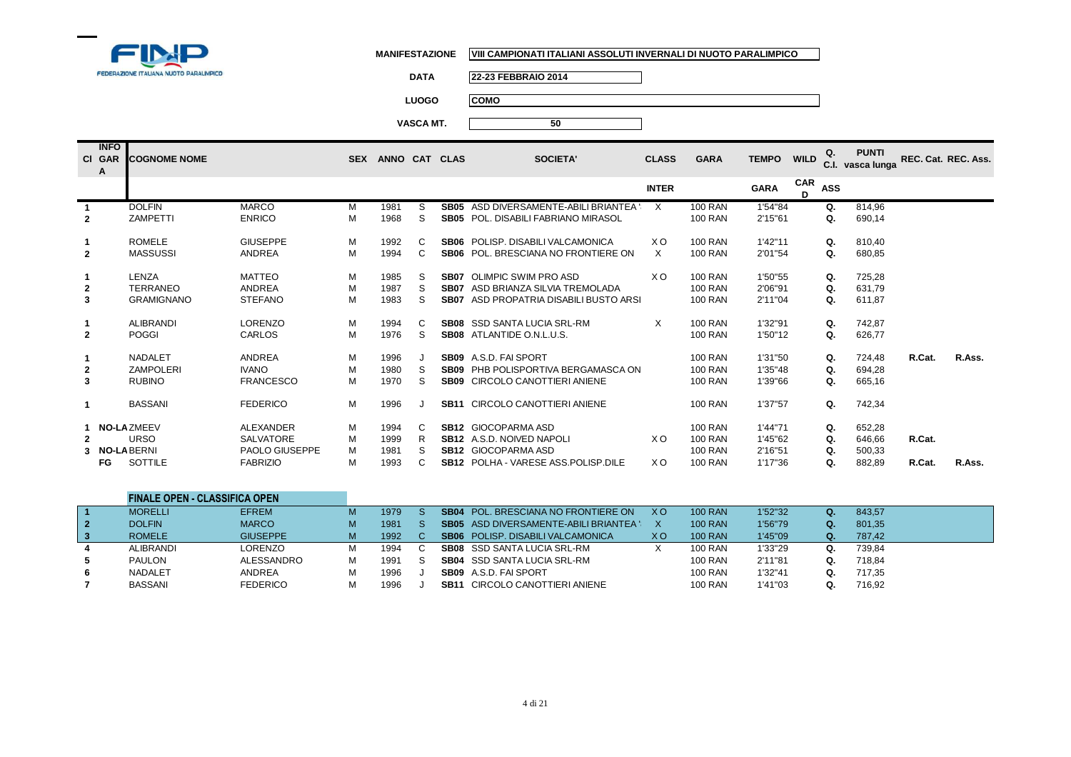FINP — FEDERAZIONE ITALIANA NUOTO PARALIMPICO

**MANIFESTAZIONE** VIII CAMPIONATI ITALIANI ASSOLUTI INVERNALI DI NUOTO PARALIMPICO

**DATA** 22-23 FEBBRAIO 2014

**LUOGO** COMO

**VASCA MT.** 50

| Cl | INFO GAR A | COGNOME NOME | | SEX | ANNO | CAT | CLAS | SOCIETA' | CLASS | GARA | TEMPO | WILD | Q. C.I. | PUNTI vasca lunga | REC. Cat. | REC. Ass. |
|---|---|---|---|---|---|---|---|---|---|---|---|---|---|---|---|---|
| | | | | | | | | | INTER | | GARA | CARD | ASS | | | |
| 1 | | DOLFIN | MARCO | M | 1981 | S | SB05 | ASD DIVERSAMENTE-ABILI BRIANTEA ' | X | 100 RAN | 1'54"84 | | Q. | 814,96 | | |
| 2 | | ZAMPETTI | ENRICO | M | 1968 | S | SB05 | POL. DISABILI FABRIANO MIRASOL | | 100 RAN | 2'15"61 | | Q. | 690,14 | | |
| 1 | | ROMELE | GIUSEPPE | M | 1992 | C | SB06 | POLISP. DISABILI VALCAMONICA | X O | 100 RAN | 1'42"11 | | Q. | 810,40 | | |
| 2 | | MASSUSSI | ANDREA | M | 1994 | C | SB06 | POL. BRESCIANA NO FRONTIERE ON | X | 100 RAN | 2'01"54 | | Q. | 680,85 | | |
| 1 | | LENZA | MATTEO | M | 1985 | S | SB07 | OLIMPIC SWIM PRO ASD | X O | 100 RAN | 1'50"55 | | Q. | 725,28 | | |
| 2 | | TERRANEO | ANDREA | M | 1987 | S | SB07 | ASD BRIANZA SILVIA TREMOLADA | | 100 RAN | 2'06"91 | | Q. | 631,79 | | |
| 3 | | GRAMIGNANO | STEFANO | M | 1983 | S | SB07 | ASD PROPATRIA DISABILI BUSTO ARSI | | 100 RAN | 2'11"04 | | Q. | 611,87 | | |
| 1 | | ALIBRANDI | LORENZO | M | 1994 | C | SB08 | SSD SANTA LUCIA SRL-RM | X | 100 RAN | 1'32"91 | | Q. | 742,87 | | |
| 2 | | POGGI | CARLOS | M | 1976 | S | SB08 | ATLANTIDE O.N.L.U.S. | | 100 RAN | 1'50"12 | | Q. | 626,77 | | |
| 1 | | NADALET | ANDREA | M | 1996 | J | SB09 | A.S.D. FAI SPORT | | 100 RAN | 1'31"50 | | Q. | 724,48 | R.Cat. | R.Ass. |
| 2 | | ZAMPOLERI | IVANO | M | 1980 | S | SB09 | PHB POLISPORTIVA BERGAMASCA ON | | 100 RAN | 1'35"48 | | Q. | 694,28 | | |
| 3 | | RUBINO | FRANCESCO | M | 1970 | S | SB09 | CIRCOLO CANOTTIERI ANIENE | | 100 RAN | 1'39"66 | | Q. | 665,16 | | |
| 1 | | BASSANI | FEDERICO | M | 1996 | J | SB11 | CIRCOLO CANOTTIERI ANIENE | | 100 RAN | 1'37"57 | | Q. | 742,34 | | |
| 1 | NO-LA | ZMEEV | ALEXANDER | M | 1994 | C | SB12 | GIOCOPARMA ASD | | 100 RAN | 1'44"71 | | Q. | 652,28 | | |
| 2 | | URSO | SALVATORE | M | 1999 | R | SB12 | A.S.D. NOIVED NAPOLI | X O | 100 RAN | 1'45"62 | | Q. | 646,66 | R.Cat. | |
| 3 | NO-LA | BERNI | PAOLO GIUSEPPE | M | 1981 | S | SB12 | GIOCOPARMA ASD | | 100 RAN | 2'16"51 | | Q. | 500,33 | | |
| | FG | SOTTILE | FABRIZIO | M | 1993 | C | SB12 | POLHA - VARESE ASS.POLISP.DILE | X O | 100 RAN | 1'17"36 | | Q. | 882,89 | R.Cat. | R.Ass. |

**FINALE OPEN - CLASSIFICA OPEN**

| Cl | COGNOME NOME | | SEX | ANNO | CAT | CLAS | SOCIETA' | CLASS | GARA | TEMPO | Q. | PUNTI |
|---|---|---|---|---|---|---|---|---|---|---|---|---|
| 1 | MORELLI | EFREM | M | 1979 | S | SB04 | POL. BRESCIANA NO FRONTIERE ON | X O | 100 RAN | 1'52"32 | Q. | 843,57 |
| 2 | DOLFIN | MARCO | M | 1981 | S | SB05 | ASD DIVERSAMENTE-ABILI BRIANTEA ' | X | 100 RAN | 1'56"79 | Q. | 801,35 |
| 3 | ROMELE | GIUSEPPE | M | 1992 | C | SB06 | POLISP. DISABILI VALCAMONICA | X O | 100 RAN | 1'45"09 | Q. | 787,42 |
| 4 | ALIBRANDI | LORENZO | M | 1994 | C | SB08 | SSD SANTA LUCIA SRL-RM | X | 100 RAN | 1'33"29 | Q. | 739,84 |
| 5 | PAULON | ALESSANDRO | M | 1991 | S | SB04 | SSD SANTA LUCIA SRL-RM | | 100 RAN | 2'11"81 | Q. | 718,84 |
| 6 | NADALET | ANDREA | M | 1996 | J | SB09 | A.S.D. FAI SPORT | | 100 RAN | 1'32"41 | Q. | 717,35 |
| 7 | BASSANI | FEDERICO | M | 1996 | J | SB11 | CIRCOLO CANOTTIERI ANIENE | | 100 RAN | 1'41"03 | Q. | 716,92 |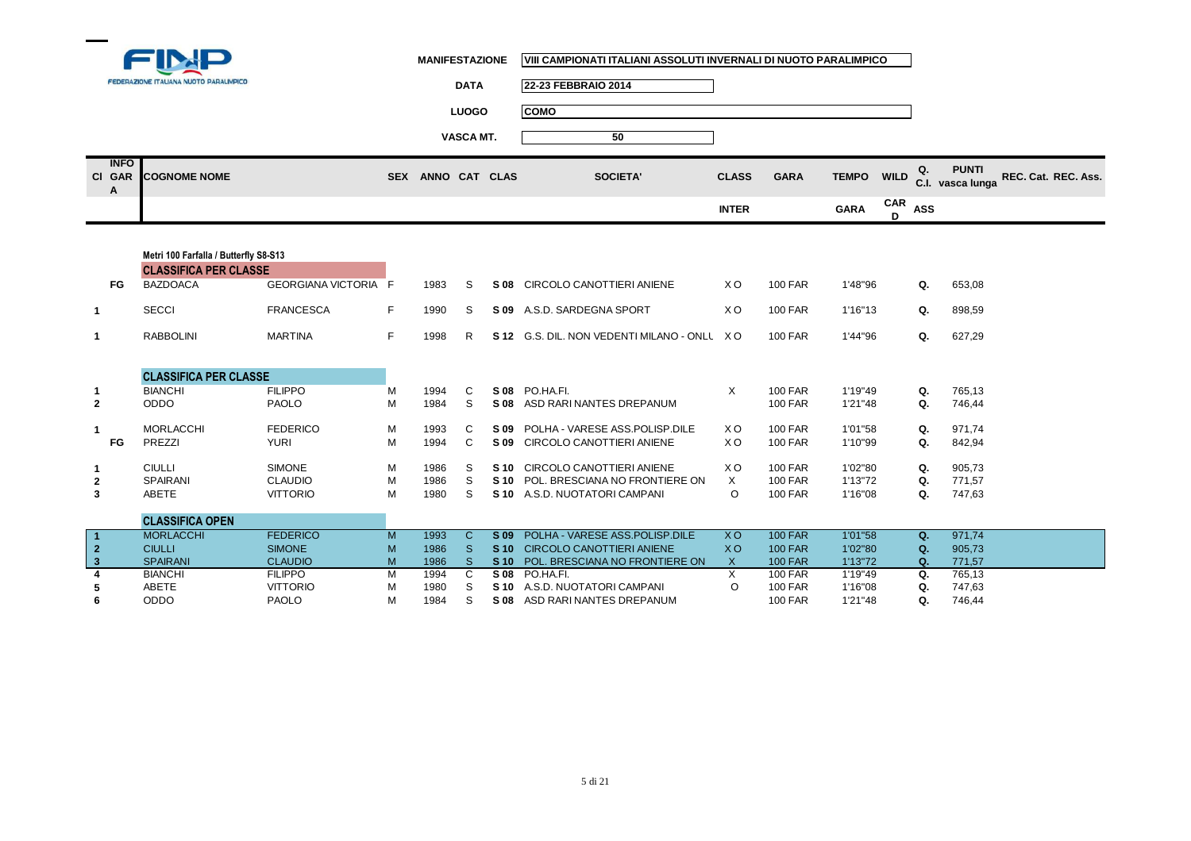**FINP** – FEDERAZIONE ITALIANA NUOTO PARALIMPICO

| | |
|---|---|
| **MANIFESTAZIONE** | **VIII CAMPIONATI ITALIANI ASSOLUTI INVERNALI DI NUOTO PARALIMPICO** |
| **DATA** | **22-23 FEBBRAIO 2014** |
| **LUOGO** | **COMO** |
| **VASCA MT.** | **50** |

**Metri 100 Farfalla / Butterfly S8-S13**

| Cl | INFO GARA | COGNOME NOME | | SEX | ANNO | CAT | CLAS | SOCIETA' | CLASS INTER | GARA | TEMPO GARA | WILD CARD | Q. ASS | PUNTI C.I. vasca lunga | REC. Cat. | REC. Ass. |
|---|---|---|---|---|---|---|---|---|---|---|---|---|---|---|---|---|
| | | **CLASSIFICA PER CLASSE** | | | | | | | | | | | | | | |
| | FG | BAZDOACA | GEORGIANA VICTORIA | F | 1983 | S | **S 08** | CIRCOLO CANOTTIERI ANIENE | X O | 100 FAR | 1'48"96 | | Q. | 653,08 | | |
| 1 | | SECCI | FRANCESCA | F | 1990 | S | **S 09** | A.S.D. SARDEGNA SPORT | X O | 100 FAR | 1'16"13 | | Q. | 898,59 | | |
| 1 | | RABBOLINI | MARTINA | F | 1998 | R | **S 12** | G.S. DIL. NON VEDENTI MILANO - ONLU | X O | 100 FAR | 1'44"96 | | Q. | 627,29 | | |
| | | **CLASSIFICA PER CLASSE** | | | | | | | | | | | | | | |
| 1 | | BIANCHI | FILIPPO | M | 1994 | C | **S 08** | PO.HA.FI. | X | 100 FAR | 1'19"49 | | Q. | 765,13 | | |
| 2 | | ODDO | PAOLO | M | 1984 | S | **S 08** | ASD RARI NANTES DREPANUM | | 100 FAR | 1'21"48 | | Q. | 746,44 | | |
| 1 | | MORLACCHI | FEDERICO | M | 1993 | C | **S 09** | POLHA - VARESE ASS.POLISP.DILE | X O | 100 FAR | 1'01"58 | | Q. | 971,74 | | |
| | FG | PREZZI | YURI | M | 1994 | C | **S 09** | CIRCOLO CANOTTIERI ANIENE | X O | 100 FAR | 1'10"99 | | Q. | 842,94 | | |
| 1 | | CIULLI | SIMONE | M | 1986 | S | **S 10** | CIRCOLO CANOTTIERI ANIENE | X O | 100 FAR | 1'02"80 | | Q. | 905,73 | | |
| 2 | | SPAIRANI | CLAUDIO | M | 1986 | S | **S 10** | POL. BRESCIANA NO FRONTIERE ON | X | 100 FAR | 1'13"72 | | Q. | 771,57 | | |
| 3 | | ABETE | VITTORIO | M | 1980 | S | **S 10** | A.S.D. NUOTATORI CAMPANI | O | 100 FAR | 1'16"08 | | Q. | 747,63 | | |
| | | **CLASSIFICA OPEN** | | | | | | | | | | | | | | |
| 1 | | MORLACCHI | FEDERICO | M | 1993 | C | **S 09** | POLHA - VARESE ASS.POLISP.DILE | X O | 100 FAR | 1'01"58 | | Q. | 971,74 | | |
| 2 | | CIULLI | SIMONE | M | 1986 | S | **S 10** | CIRCOLO CANOTTIERI ANIENE | X O | 100 FAR | 1'02"80 | | Q. | 905,73 | | |
| 3 | | SPAIRANI | CLAUDIO | M | 1986 | S | **S 10** | POL. BRESCIANA NO FRONTIERE ON | X | 100 FAR | 1'13"72 | | Q. | 771,57 | | |
| 4 | | BIANCHI | FILIPPO | M | 1994 | C | **S 08** | PO.HA.FI. | X | 100 FAR | 1'19"49 | | Q. | 765,13 | | |
| 5 | | ABETE | VITTORIO | M | 1980 | S | **S 10** | A.S.D. NUOTATORI CAMPANI | O | 100 FAR | 1'16"08 | | Q. | 747,63 | | |
| 6 | | ODDO | PAOLO | M | 1984 | S | **S 08** | ASD RARI NANTES DREPANUM | | 100 FAR | 1'21"48 | | Q. | 746,44 | | |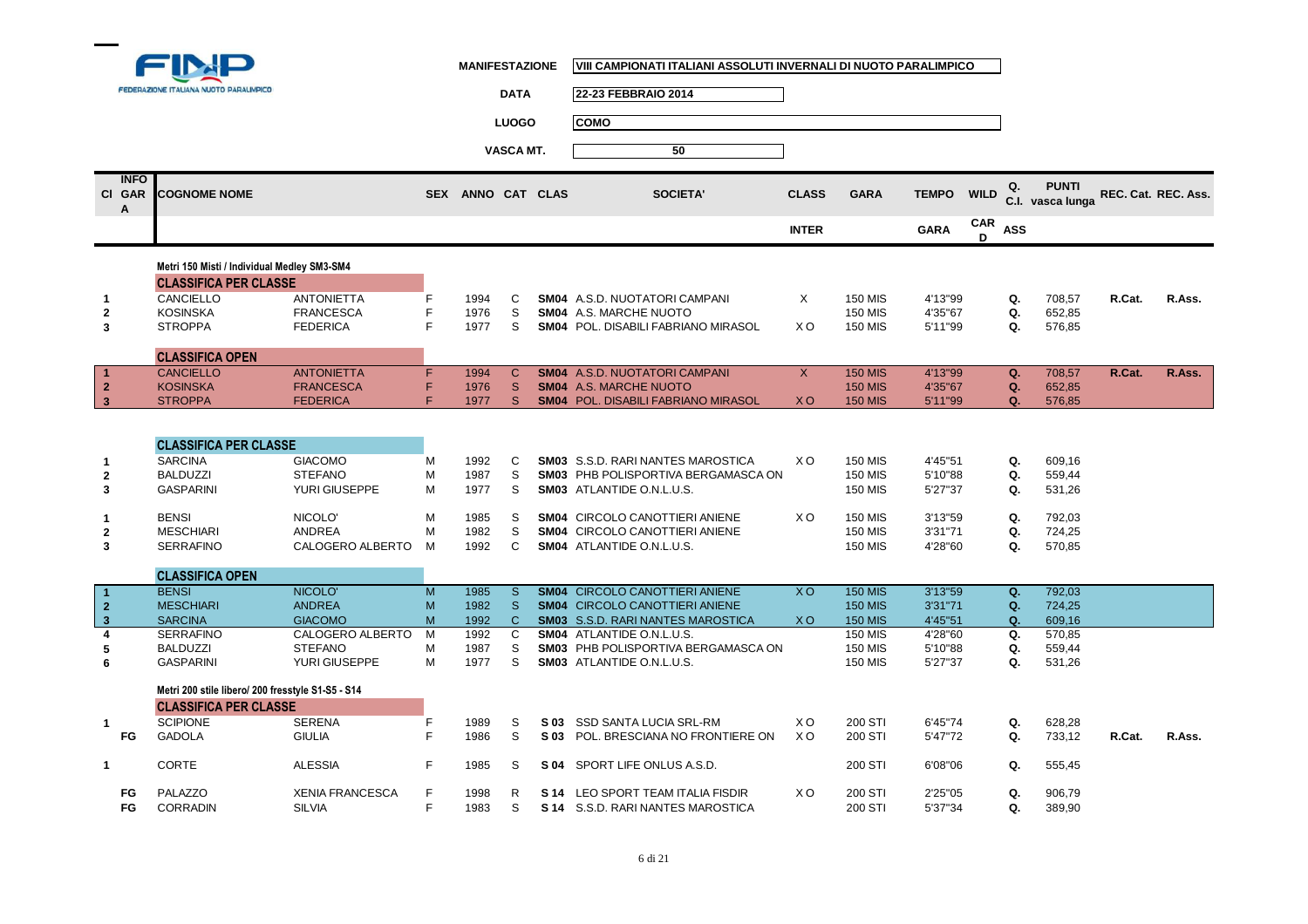FINP
FEDERAZIONE ITALIANA NUOTO PARALIMPICO

**MANIFESTAZIONE** VIII CAMPIONATI ITALIANI ASSOLUTI INVERNALI DI NUOTO PARALIMPICO

**DATA** 22-23 FEBBRAIO 2014

**LUOGO** COMO

**VASCA MT.** 50

| Cl | INFO GARA | COGNOME NOME | | SEX | ANNO | CAT | CLAS | SOCIETA' | CLASS INTER | GARA | TEMPO GARA | WILD CARD | Q. C.I. ASS | PUNTI vasca lunga | REC. Cat. | REC. Ass. |
|---|---|---|---|---|---|---|---|---|---|---|---|---|---|---|---|---|
| | | **Metri 150 Misti / Individual Medley SM3-SM4** | | | | | | | | | | | | | | |
| | | **CLASSIFICA PER CLASSE** | | | | | | | | | | | | | | |
| 1 | | CANCIELLO | ANTONIETTA | F | 1994 | C | SM04 | A.S.D. NUOTATORI CAMPANI | X | 150 MIS | 4'13"99 | | Q. | 708,57 | R.Cat. | R.Ass. |
| 2 | | KOSINSKA | FRANCESCA | F | 1976 | S | SM04 | A.S. MARCHE NUOTO | | 150 MIS | 4'35"67 | | Q. | 652,85 | | |
| 3 | | STROPPA | FEDERICA | F | 1977 | S | SM04 | POL. DISABILI FABRIANO MIRASOL | X O | 150 MIS | 5'11"99 | | Q. | 576,85 | | |
| | | **CLASSIFICA OPEN** | | | | | | | | | | | | | | |
| 1 | | CANCIELLO | ANTONIETTA | F | 1994 | C | SM04 | A.S.D. NUOTATORI CAMPANI | X | 150 MIS | 4'13"99 | | Q. | 708,57 | R.Cat. | R.Ass. |
| 2 | | KOSINSKA | FRANCESCA | F | 1976 | S | SM04 | A.S. MARCHE NUOTO | | 150 MIS | 4'35"67 | | Q. | 652,85 | | |
| 3 | | STROPPA | FEDERICA | F | 1977 | S | SM04 | POL. DISABILI FABRIANO MIRASOL | X O | 150 MIS | 5'11"99 | | Q. | 576,85 | | |
| | | **CLASSIFICA PER CLASSE** | | | | | | | | | | | | | | |
| 1 | | SARCINA | GIACOMO | M | 1992 | C | SM03 | S.S.D. RARI NANTES MAROSTICA | X O | 150 MIS | 4'45"51 | | Q. | 609,16 | | |
| 2 | | BALDUZZI | STEFANO | M | 1987 | S | SM03 | PHB POLISPORTIVA BERGAMASCA ON | | 150 MIS | 5'10"88 | | Q. | 559,44 | | |
| 3 | | GASPARINI | YURI GIUSEPPE | M | 1977 | S | SM03 | ATLANTIDE O.N.L.U.S. | | 150 MIS | 5'27"37 | | Q. | 531,26 | | |
| 1 | | BENSI | NICOLO' | M | 1985 | S | SM04 | CIRCOLO CANOTTIERI ANIENE | X O | 150 MIS | 3'13"59 | | Q. | 792,03 | | |
| 2 | | MESCHIARI | ANDREA | M | 1982 | S | SM04 | CIRCOLO CANOTTIERI ANIENE | | 150 MIS | 3'31"71 | | Q. | 724,25 | | |
| 3 | | SERRAFINO | CALOGERO ALBERTO | M | 1992 | C | SM04 | ATLANTIDE O.N.L.U.S. | | 150 MIS | 4'28"60 | | Q. | 570,85 | | |
| | | **CLASSIFICA OPEN** | | | | | | | | | | | | | | |
| 1 | | BENSI | NICOLO' | M | 1985 | S | SM04 | CIRCOLO CANOTTIERI ANIENE | X O | 150 MIS | 3'13"59 | | Q. | 792,03 | | |
| 2 | | MESCHIARI | ANDREA | M | 1982 | S | SM04 | CIRCOLO CANOTTIERI ANIENE | | 150 MIS | 3'31"71 | | Q. | 724,25 | | |
| 3 | | SARCINA | GIACOMO | M | 1992 | C | SM03 | S.S.D. RARI NANTES MAROSTICA | X O | 150 MIS | 4'45"51 | | Q. | 609,16 | | |
| 4 | | SERRAFINO | CALOGERO ALBERTO | M | 1992 | C | SM04 | ATLANTIDE O.N.L.U.S. | | 150 MIS | 4'28"60 | | Q. | 570,85 | | |
| 5 | | BALDUZZI | STEFANO | M | 1987 | S | SM03 | PHB POLISPORTIVA BERGAMASCA ON | | 150 MIS | 5'10"88 | | Q. | 559,44 | | |
| 6 | | GASPARINI | YURI GIUSEPPE | M | 1977 | S | SM03 | ATLANTIDE O.N.L.U.S. | | 150 MIS | 5'27"37 | | Q. | 531,26 | | |
| | | **Metri 200 stile libero/ 200 fresstyle S1-S5 - S14** | | | | | | | | | | | | | | |
| | | **CLASSIFICA PER CLASSE** | | | | | | | | | | | | | | |
| 1 | | SCIPIONE | SERENA | F | 1989 | S | S 03 | SSD SANTA LUCIA SRL-RM | X O | 200 STI | 6'45"74 | | Q. | 628,28 | | |
| | FG | GADOLA | GIULIA | F | 1986 | S | S 03 | POL. BRESCIANA NO FRONTIERE ON | X O | 200 STI | 5'47"72 | | Q. | 733,12 | R.Cat. | R.Ass. |
| 1 | | CORTE | ALESSIA | F | 1985 | S | S 04 | SPORT LIFE ONLUS A.S.D. | | 200 STI | 6'08"06 | | Q. | 555,45 | | |
| | FG | PALAZZO | XENIA FRANCESCA | F | 1998 | R | S 14 | LEO SPORT TEAM ITALIA FISDIR | X O | 200 STI | 2'25"05 | | Q. | 906,79 | | |
| | FG | CORRADIN | SILVIA | F | 1983 | S | S 14 | S.S.D. RARI NANTES MAROSTICA | | 200 STI | 5'37"34 | | Q. | 389,90 | | |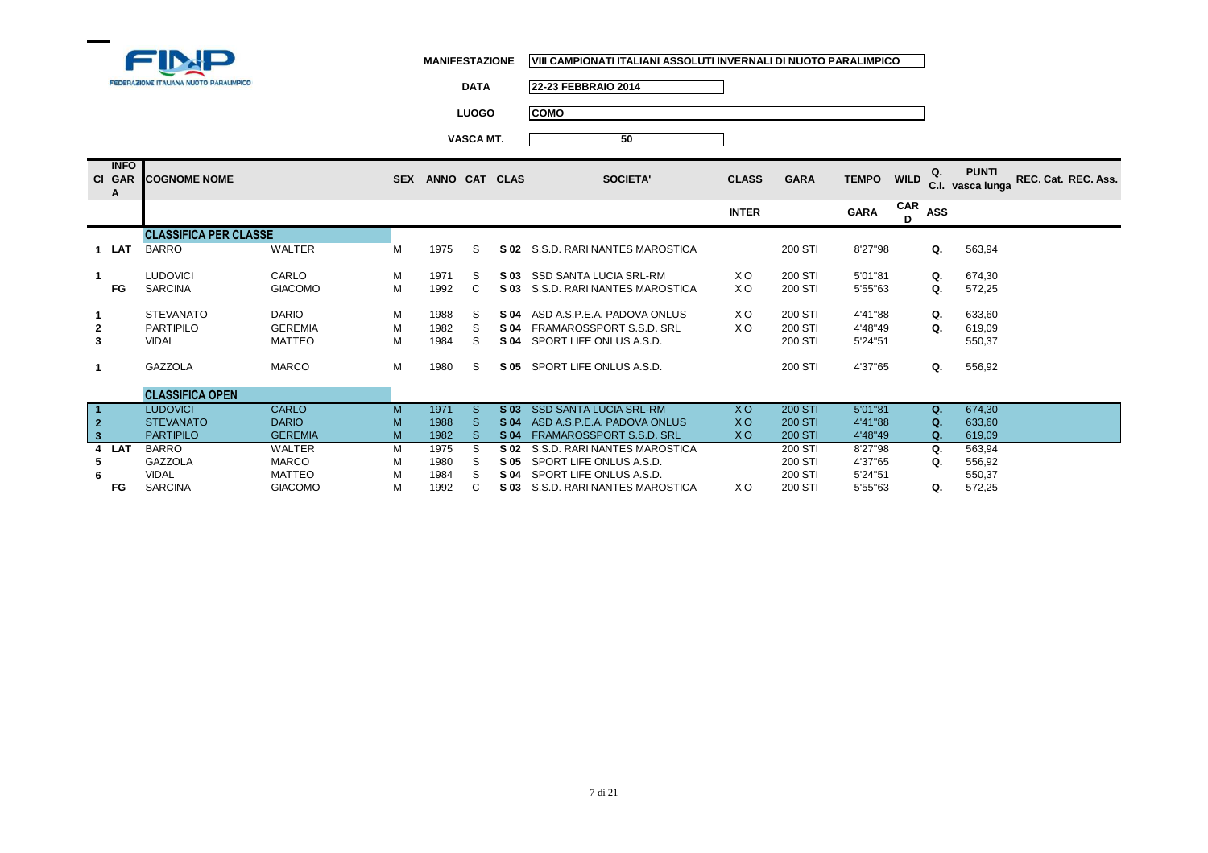FEDERAZIONE ITALIANA NUOTO PARALIMPICO

**MANIFESTAZIONE** VIII CAMPIONATI ITALIANI ASSOLUTI INVERNALI DI NUOTO PARALIMPICO

**DATA** 22-23 FEBBRAIO 2014

**LUOGO** COMO

**VASCA MT.** 50

| Cl | INFO GARA | COGNOME NOME | | SEX | ANNO | CAT | CLAS | SOCIETA' | CLASS INTER | GARA | TEMPO GARA | WILD CARD | Q. C.I. ASS | PUNTI vasca lunga | REC. Cat. | REC. Ass. |
|---|---|---|---|---|---|---|---|---|---|---|---|---|---|---|---|---|
| | | **CLASSIFICA PER CLASSE** | | | | | | | | | | | | | | |
| 1 | LAT | BARRO | WALTER | M | 1975 | S | S 02 | S.S.D. RARI NANTES MAROSTICA | | 200 STI | 8'27"98 | | Q. | 563,94 | | |
| 1 | | LUDOVICI | CARLO | M | 1971 | S | S 03 | SSD SANTA LUCIA SRL-RM | X O | 200 STI | 5'01"81 | | Q. | 674,30 | | |
| | FG | SARCINA | GIACOMO | M | 1992 | C | S 03 | S.S.D. RARI NANTES MAROSTICA | X O | 200 STI | 5'55"63 | | Q. | 572,25 | | |
| 1 | | STEVANATO | DARIO | M | 1988 | S | S 04 | ASD A.S.P.E.A. PADOVA ONLUS | X O | 200 STI | 4'41"88 | | Q. | 633,60 | | |
| 2 | | PARTIPILO | GEREMIA | M | 1982 | S | S 04 | FRAMAROSSPORT S.S.D. SRL | X O | 200 STI | 4'48"49 | | Q. | 619,09 | | |
| 3 | | VIDAL | MATTEO | M | 1984 | S | S 04 | SPORT LIFE ONLUS A.S.D. | | 200 STI | 5'24"51 | | | 550,37 | | |
| 1 | | GAZZOLA | MARCO | M | 1980 | S | S 05 | SPORT LIFE ONLUS A.S.D. | | 200 STI | 4'37"65 | | Q. | 556,92 | | |
| | | **CLASSIFICA OPEN** | | | | | | | | | | | | | | |
| 1 | | LUDOVICI | CARLO | M | 1971 | S | S 03 | SSD SANTA LUCIA SRL-RM | X O | 200 STI | 5'01"81 | | Q. | 674,30 | | |
| 2 | | STEVANATO | DARIO | M | 1988 | S | S 04 | ASD A.S.P.E.A. PADOVA ONLUS | X O | 200 STI | 4'41"88 | | Q. | 633,60 | | |
| 3 | | PARTIPILO | GEREMIA | M | 1982 | S | S 04 | FRAMAROSSPORT S.S.D. SRL | X O | 200 STI | 4'48"49 | | Q. | 619,09 | | |
| 4 | LAT | BARRO | WALTER | M | 1975 | S | S 02 | S.S.D. RARI NANTES MAROSTICA | | 200 STI | 8'27"98 | | Q. | 563,94 | | |
| 5 | | GAZZOLA | MARCO | M | 1980 | S | S 05 | SPORT LIFE ONLUS A.S.D. | | 200 STI | 4'37"65 | | Q. | 556,92 | | |
| 6 | | VIDAL | MATTEO | M | 1984 | S | S 04 | SPORT LIFE ONLUS A.S.D. | | 200 STI | 5'24"51 | | | 550,37 | | |
| | FG | SARCINA | GIACOMO | M | 1992 | C | S 03 | S.S.D. RARI NANTES MAROSTICA | X O | 200 STI | 5'55"63 | | Q. | 572,25 | | |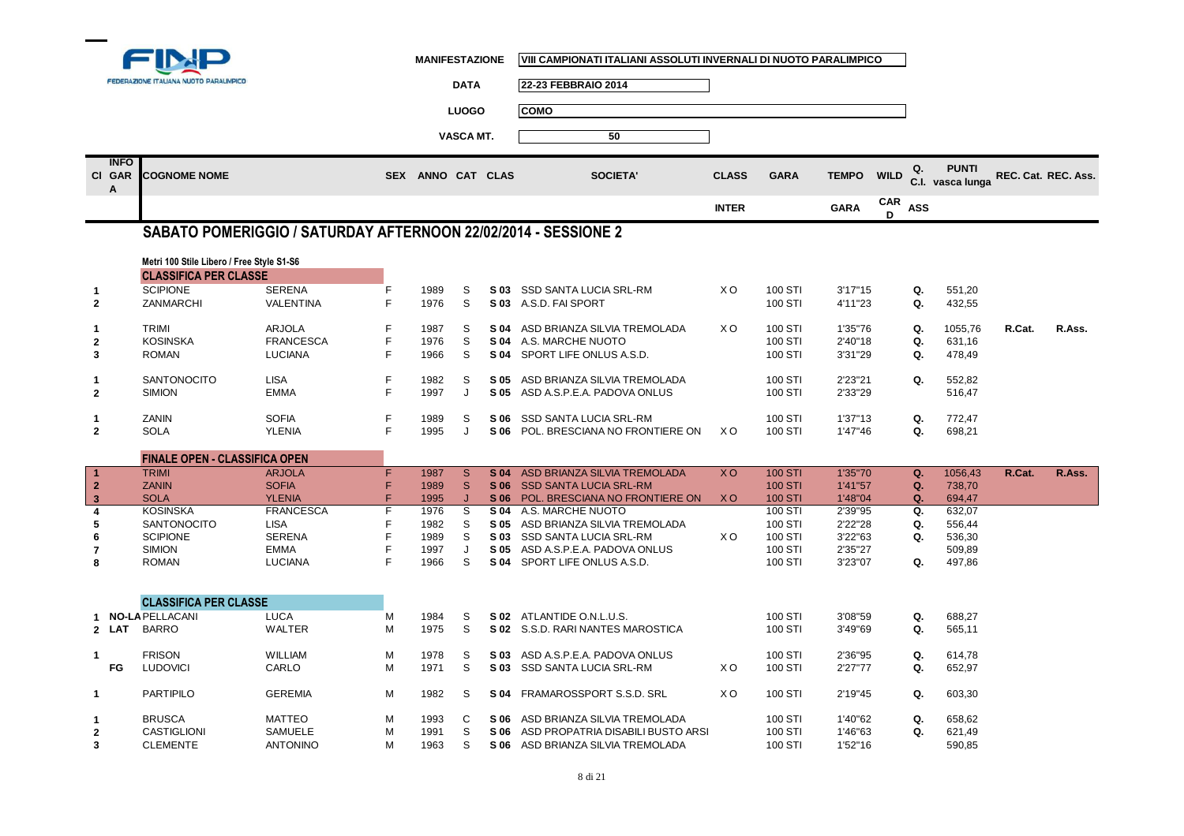FEDERAZIONE ITALIANA NUOTO PARALIMPICO

| | |
|---|---|
| MANIFESTAZIONE | VIII CAMPIONATI ITALIANI ASSOLUTI INVERNALI DI NUOTO PARALIMPICO |
| DATA | 22-23 FEBBRAIO 2014 |
| LUOGO | COMO |
| VASCA MT. | 50 |

## SABATO POMERIGGIO / SATURDAY AFTERNOON 22/02/2014 - SESSIONE 2

**Metri 100 Stile Libero / Free Style S1-S6**

| Cl | INFO GARA | COGNOME NOME | | SEX | ANNO | CAT | CLAS | SOCIETA' | CLASS INTER | GARA | TEMPO GARA | WILD CARD | Q. ASS | PUNTI C.I. vasca lunga | REC. Cat. | REC. Ass. |
|---|---|---|---|---|---|---|---|---|---|---|---|---|---|---|---|---|
| | | **CLASSIFICA PER CLASSE** | | | | | | | | | | | | | | |
| 1 | | SCIPIONE | SERENA | F | 1989 | S | S 03 | SSD SANTA LUCIA SRL-RM | X O | 100 STI | 3'17"15 | | Q. | 551,20 | | |
| 2 | | ZANMARCHI | VALENTINA | F | 1976 | S | S 03 | A.S.D. FAI SPORT | | 100 STI | 4'11"23 | | Q. | 432,55 | | |
| 1 | | TRIMI | ARJOLA | F | 1987 | S | S 04 | ASD BRIANZA SILVIA TREMOLADA | X O | 100 STI | 1'35"76 | | Q. | 1055,76 | R.Cat. | R.Ass. |
| 2 | | KOSINSKA | FRANCESCA | F | 1976 | S | S 04 | A.S. MARCHE NUOTO | | 100 STI | 2'40"18 | | Q. | 631,16 | | |
| 3 | | ROMAN | LUCIANA | F | 1966 | S | S 04 | SPORT LIFE ONLUS A.S.D. | | 100 STI | 3'31"29 | | Q. | 478,49 | | |
| 1 | | SANTONOCITO | LISA | F | 1982 | S | S 05 | ASD BRIANZA SILVIA TREMOLADA | | 100 STI | 2'23"21 | | Q. | 552,82 | | |
| 2 | | SIMION | EMMA | F | 1997 | J | S 05 | ASD A.S.P.E.A. PADOVA ONLUS | | 100 STI | 2'33"29 | | | 516,47 | | |
| 1 | | ZANIN | SOFIA | F | 1989 | S | S 06 | SSD SANTA LUCIA SRL-RM | | 100 STI | 1'37"13 | | Q. | 772,47 | | |
| 2 | | SOLA | YLENIA | F | 1995 | J | S 06 | POL. BRESCIANA NO FRONTIERE ON | X O | 100 STI | 1'47"46 | | Q. | 698,21 | | |
| | | **FINALE OPEN - CLASSIFICA OPEN** | | | | | | | | | | | | | | |
| 1 | | TRIMI | ARJOLA | F | 1987 | S | S 04 | ASD BRIANZA SILVIA TREMOLADA | X O | 100 STI | 1'35"70 | | Q. | 1056,43 | R.Cat. | R.Ass. |
| 2 | | ZANIN | SOFIA | F | 1989 | S | S 06 | SSD SANTA LUCIA SRL-RM | | 100 STI | 1'41"57 | | Q. | 738,70 | | |
| 3 | | SOLA | YLENIA | F | 1995 | J | S 06 | POL. BRESCIANA NO FRONTIERE ON | X O | 100 STI | 1'48"04 | | Q. | 694,47 | | |
| 4 | | KOSINSKA | FRANCESCA | F | 1976 | S | S 04 | A.S. MARCHE NUOTO | | 100 STI | 2'39"95 | | Q. | 632,07 | | |
| 5 | | SANTONOCITO | LISA | F | 1982 | S | S 05 | ASD BRIANZA SILVIA TREMOLADA | | 100 STI | 2'22"28 | | Q. | 556,44 | | |
| 6 | | SCIPIONE | SERENA | F | 1989 | S | S 03 | SSD SANTA LUCIA SRL-RM | X O | 100 STI | 3'22"63 | | Q. | 536,30 | | |
| 7 | | SIMION | EMMA | F | 1997 | J | S 05 | ASD A.S.P.E.A. PADOVA ONLUS | | 100 STI | 2'35"27 | | | 509,89 | | |
| 8 | | ROMAN | LUCIANA | F | 1966 | S | S 04 | SPORT LIFE ONLUS A.S.D. | | 100 STI | 3'23"07 | | Q. | 497,86 | | |
| | | **CLASSIFICA PER CLASSE** | | | | | | | | | | | | | | |
| 1 | NO-LA | PELLACANI | LUCA | M | 1984 | S | S 02 | ATLANTIDE O.N.L.U.S. | | 100 STI | 3'08"59 | | Q. | 688,27 | | |
| 2 | LAT | BARRO | WALTER | M | 1975 | S | S 02 | S.S.D. RARI NANTES MAROSTICA | | 100 STI | 3'49"69 | | Q. | 565,11 | | |
| 1 | | FRISON | WILLIAM | M | 1978 | S | S 03 | ASD A.S.P.E.A. PADOVA ONLUS | | 100 STI | 2'36"95 | | Q. | 614,78 | | |
| | FG | LUDOVICI | CARLO | M | 1971 | S | S 03 | SSD SANTA LUCIA SRL-RM | X O | 100 STI | 2'27"77 | | Q. | 652,97 | | |
| 1 | | PARTIPILO | GEREMIA | M | 1982 | S | S 04 | FRAMAROSSPORT S.S.D. SRL | X O | 100 STI | 2'19"45 | | Q. | 603,30 | | |
| 1 | | BRUSCA | MATTEO | M | 1993 | C | S 06 | ASD BRIANZA SILVIA TREMOLADA | | 100 STI | 1'40"62 | | Q. | 658,62 | | |
| 2 | | CASTIGLIONI | SAMUELE | M | 1991 | S | S 06 | ASD PROPATRIA DISABILI BUSTO ARSI | | 100 STI | 1'46"63 | | Q. | 621,49 | | |
| 3 | | CLEMENTE | ANTONINO | M | 1963 | S | S 06 | ASD BRIANZA SILVIA TREMOLADA | | 100 STI | 1'52"16 | | | 590,85 | | |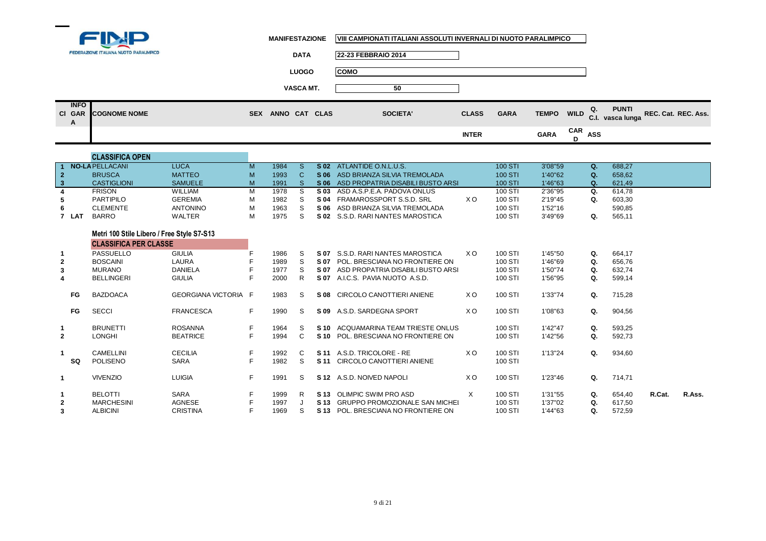FINP
FEDERAZIONE ITALIANA NUOTO PARALIMPICO

**MANIFESTAZIONE** VIII CAMPIONATI ITALIANI ASSOLUTI INVERNALI DI NUOTO PARALIMPICO

**DATA** 22-23 FEBBRAIO 2014

**LUOGO** COMO

**VASCA MT.** 50

| Cl | INFO GARA | COGNOME NOME | | SEX | ANNO | CAT | CLAS | SOCIETA' | CLASS INTER | GARA | TEMPO GARA | WILD CARD | Q. C.I. ASS | PUNTI vasca lunga | REC. Cat. | REC. Ass. |
|---|---|---|---|---|---|---|---|---|---|---|---|---|---|---|---|---|
| | | **CLASSIFICA OPEN** | | | | | | | | | | | | | | |
| 1 | NO-LA | PELLACANI | LUCA | M | 1984 | S | S 02 | ATLANTIDE O.N.L.U.S. | | 100 STI | 3'08"59 | | Q. | 688,27 | | |
| 2 | | BRUSCA | MATTEO | M | 1993 | C | S 06 | ASD BRIANZA SILVIA TREMOLADA | | 100 STI | 1'40"62 | | Q. | 658,62 | | |
| 3 | | CASTIGLIONI | SAMUELE | M | 1991 | S | S 06 | ASD PROPATRIA DISABILI BUSTO ARSI | | 100 STI | 1'46"63 | | Q. | 621,49 | | |
| 4 | | FRISON | WILLIAM | M | 1978 | S | S 03 | ASD A.S.P.E.A. PADOVA ONLUS | | 100 STI | 2'36"95 | | Q. | 614,78 | | |
| 5 | | PARTIPILO | GEREMIA | M | 1982 | S | S 04 | FRAMAROSSPORT S.S.D. SRL | X O | 100 STI | 2'19"45 | | Q. | 603,30 | | |
| 6 | | CLEMENTE | ANTONINO | M | 1963 | S | S 06 | ASD BRIANZA SILVIA TREMOLADA | | 100 STI | 1'52"16 | | | 590,85 | | |
| 7 | LAT | BARRO | WALTER | M | 1975 | S | S 02 | S.S.D. RARI NANTES MAROSTICA | | 100 STI | 3'49"69 | | Q. | 565,11 | | |
| | | **Metri 100 Stile Libero / Free Style S7-S13** | | | | | | | | | | | | | | |
| | | **CLASSIFICA PER CLASSE** | | | | | | | | | | | | | | |
| 1 | | PASSUELLO | GIULIA | F | 1986 | S | S 07 | S.S.D. RARI NANTES MAROSTICA | X O | 100 STI | 1'45"50 | | Q. | 664,17 | | |
| 2 | | BOSCAINI | LAURA | F | 1989 | S | S 07 | POL. BRESCIANA NO FRONTIERE ON | | 100 STI | 1'46"69 | | Q. | 656,76 | | |
| 3 | | MURANO | DANIELA | F | 1977 | S | S 07 | ASD PROPATRIA DISABILI BUSTO ARSI | | 100 STI | 1'50"74 | | Q. | 632,74 | | |
| 4 | | BELLINGERI | GIULIA | F | 2000 | R | S 07 | A.I.C.S. PAVIA NUOTO A.S.D. | | 100 STI | 1'56"95 | | Q. | 599,14 | | |
| | FG | BAZDOACA | GEORGIANA VICTORIA | F | 1983 | S | S 08 | CIRCOLO CANOTTIERI ANIENE | X O | 100 STI | 1'33"74 | | Q. | 715,28 | | |
| | FG | SECCI | FRANCESCA | F | 1990 | S | S 09 | A.S.D. SARDEGNA SPORT | X O | 100 STI | 1'08"63 | | Q. | 904,56 | | |
| 1 | | BRUNETTI | ROSANNA | F | 1964 | S | S 10 | ACQUAMARINA TEAM TRIESTE ONLUS | | 100 STI | 1'42"47 | | Q. | 593,25 | | |
| 2 | | LONGHI | BEATRICE | F | 1994 | C | S 10 | POL. BRESCIANA NO FRONTIERE ON | | 100 STI | 1'42"56 | | Q. | 592,73 | | |
| 1 | | CAMELLINI | CECILIA | F | 1992 | C | S 11 | A.S.D. TRICOLORE - RE | X O | 100 STI | 1'13"24 | | Q. | 934,60 | | |
| | SQ | POLISENO | SARA | F | 1982 | S | S 11 | CIRCOLO CANOTTIERI ANIENE | | 100 STI | | | | | | |
| 1 | | VIVENZIO | LUIGIA | F | 1991 | S | S 12 | A.S.D. NOIVED NAPOLI | X O | 100 STI | 1'23"46 | | Q. | 714,71 | | |
| 1 | | BELOTTI | SARA | F | 1999 | R | S 13 | OLIMPIC SWIM PRO ASD | X | 100 STI | 1'31"55 | | Q. | 654,40 | R.Cat. | R.Ass. |
| 2 | | MARCHESINI | AGNESE | F | 1997 | J | S 13 | GRUPPO PROMOZIONALE SAN MICHEI | | 100 STI | 1'37"02 | | Q. | 617,50 | | |
| 3 | | ALBICINI | CRISTINA | F | 1969 | S | S 13 | POL. BRESCIANA NO FRONTIERE ON | | 100 STI | 1'44"63 | | Q. | 572,59 | | |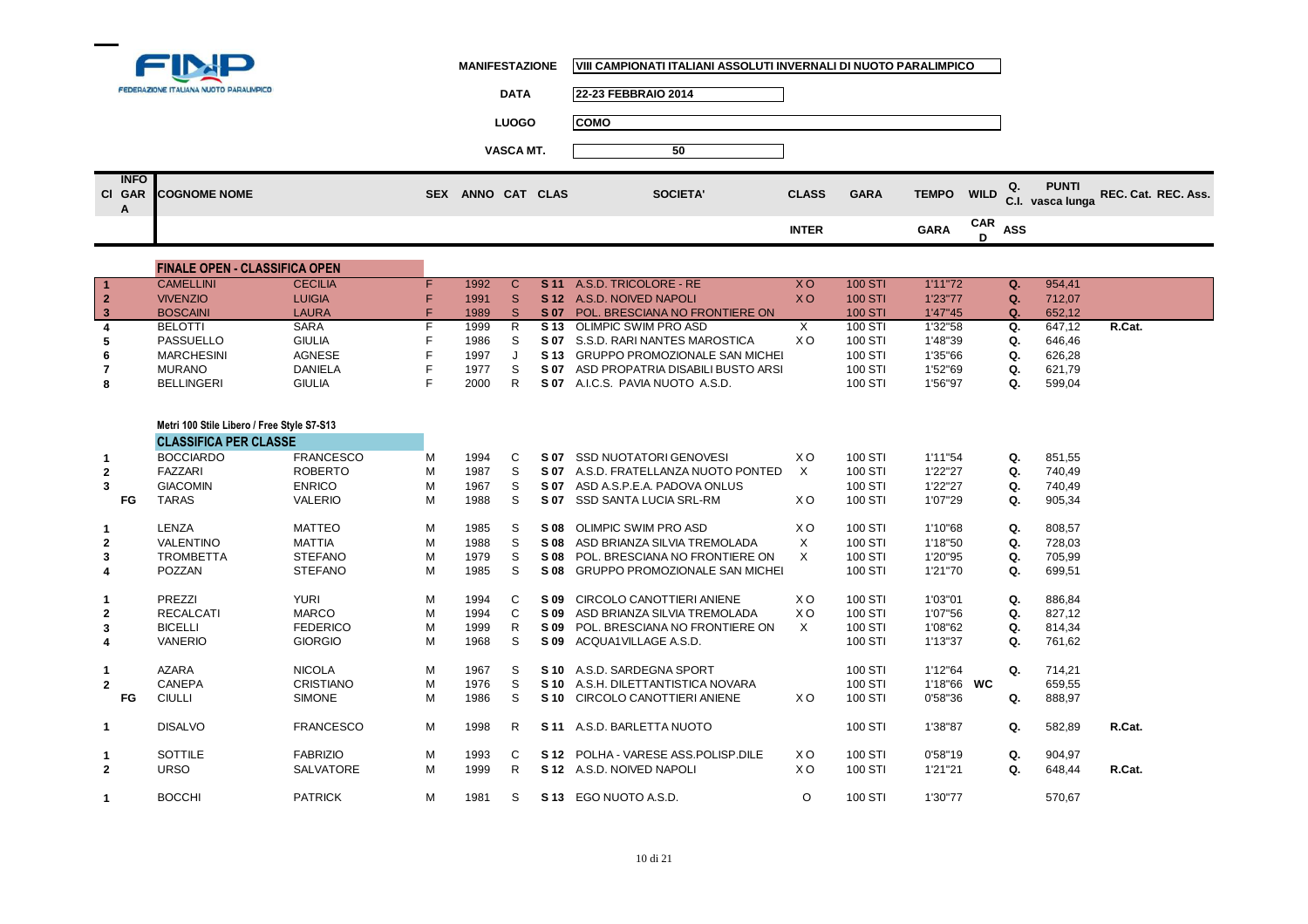**FINP** FEDERAZIONE ITALIANA NUOTO PARALIMPICO

| | |
|---|---|
| MANIFESTAZIONE | VIII CAMPIONATI ITALIANI ASSOLUTI INVERNALI DI NUOTO PARALIMPICO |
| DATA | 22-23 FEBBRAIO 2014 |
| LUOGO | COMO |
| VASCA MT. | 50 |

## FINALE OPEN - CLASSIFICA OPEN

| Cl | INFO GARA | COGNOME | NOME | SEX | ANNO | CAT | CLAS | SOCIETA' | CLASS INTER | GARA | TEMPO GARA | WILD CARD | Q. ASS | PUNTI C.I. vasca lunga | REC. Cat. | REC. Ass. |
|---|---|---|---|---|---|---|---|---|---|---|---|---|---|---|---|---|
| 1 | | CAMELLINI | CECILIA | F | 1992 | C | S 11 | A.S.D. TRICOLORE - RE | X O | 100 STI | 1'11"72 | | Q. | 954,41 | | |
| 2 | | VIVENZIO | LUIGIA | F | 1991 | S | S 12 | A.S.D. NOIVED NAPOLI | X O | 100 STI | 1'23"77 | | Q. | 712,07 | | |
| 3 | | BOSCAINI | LAURA | F | 1989 | S | S 07 | POL. BRESCIANA NO FRONTIERE ON | | 100 STI | 1'47"45 | | Q. | 652,12 | | |
| 4 | | BELOTTI | SARA | F | 1999 | R | S 13 | OLIMPIC SWIM PRO ASD | X | 100 STI | 1'32"58 | | Q. | 647,12 | R.Cat. | |
| 5 | | PASSUELLO | GIULIA | F | 1986 | S | S 07 | S.S.D. RARI NANTES MAROSTICA | X O | 100 STI | 1'48"39 | | Q. | 646,46 | | |
| 6 | | MARCHESINI | AGNESE | F | 1997 | J | S 13 | GRUPPO PROMOZIONALE SAN MICHEI | | 100 STI | 1'35"66 | | Q. | 626,28 | | |
| 7 | | MURANO | DANIELA | F | 1977 | S | S 07 | ASD PROPATRIA DISABILI BUSTO ARSI | | 100 STI | 1'52"69 | | Q. | 621,79 | | |
| 8 | | BELLINGERI | GIULIA | F | 2000 | R | S 07 | A.I.C.S. PAVIA NUOTO A.S.D. | | 100 STI | 1'56"97 | | Q. | 599,04 | | |

**Metri 100 Stile Libero / Free Style S7-S13**

## CLASSIFICA PER CLASSE

| Cl | INFO GARA | COGNOME | NOME | SEX | ANNO | CAT | CLAS | SOCIETA' | CLASS INTER | GARA | TEMPO GARA | WILD CARD | Q. ASS | PUNTI C.I. vasca lunga | REC. Cat. | REC. Ass. |
|---|---|---|---|---|---|---|---|---|---|---|---|---|---|---|---|---|
| 1 | | BOCCIARDO | FRANCESCO | M | 1994 | C | S 07 | SSD NUOTATORI GENOVESI | X O | 100 STI | 1'11"54 | | Q. | 851,55 | | |
| 2 | | FAZZARI | ROBERTO | M | 1987 | S | S 07 | A.S.D. FRATELLANZA NUOTO PONTED | X | 100 STI | 1'22"27 | | Q. | 740,49 | | |
| 3 | | GIACOMIN | ENRICO | M | 1967 | S | S 07 | ASD A.S.P.E.A. PADOVA ONLUS | | 100 STI | 1'22"27 | | Q. | 740,49 | | |
| | FG | TARAS | VALERIO | M | 1988 | S | S 07 | SSD SANTA LUCIA SRL-RM | X O | 100 STI | 1'07"29 | | Q. | 905,34 | | |
| 1 | | LENZA | MATTEO | M | 1985 | S | S 08 | OLIMPIC SWIM PRO ASD | X O | 100 STI | 1'10"68 | | Q. | 808,57 | | |
| 2 | | VALENTINO | MATTIA | M | 1988 | S | S 08 | ASD BRIANZA SILVIA TREMOLADA | X | 100 STI | 1'18"50 | | Q. | 728,03 | | |
| 3 | | TROMBETTA | STEFANO | M | 1979 | S | S 08 | POL. BRESCIANA NO FRONTIERE ON | X | 100 STI | 1'20"95 | | Q. | 705,99 | | |
| 4 | | POZZAN | STEFANO | M | 1985 | S | S 08 | GRUPPO PROMOZIONALE SAN MICHEI | | 100 STI | 1'21"70 | | Q. | 699,51 | | |
| 1 | | PREZZI | YURI | M | 1994 | C | S 09 | CIRCOLO CANOTTIERI ANIENE | X O | 100 STI | 1'03"01 | | Q. | 886,84 | | |
| 2 | | RECALCATI | MARCO | M | 1994 | C | S 09 | ASD BRIANZA SILVIA TREMOLADA | X O | 100 STI | 1'07"56 | | Q. | 827,12 | | |
| 3 | | BICELLI | FEDERICO | M | 1999 | R | S 09 | POL. BRESCIANA NO FRONTIERE ON | X | 100 STI | 1'08"62 | | Q. | 814,34 | | |
| 4 | | VANERIO | GIORGIO | M | 1968 | S | S 09 | ACQUA1VILLAGE A.S.D. | | 100 STI | 1'13"37 | | Q. | 761,62 | | |
| 1 | | AZARA | NICOLA | M | 1967 | S | S 10 | A.S.D. SARDEGNA SPORT | | 100 STI | 1'12"64 | | Q. | 714,21 | | |
| 2 | | CANEPA | CRISTIANO | M | 1976 | S | S 10 | A.S.H. DILETTANTISTICA NOVARA | | 100 STI | 1'18"66 | WC | | 659,55 | | |
| | FG | CIULLI | SIMONE | M | 1986 | S | S 10 | CIRCOLO CANOTTIERI ANIENE | X O | 100 STI | 0'58"36 | | Q. | 888,97 | | |
| 1 | | DISALVO | FRANCESCO | M | 1998 | R | S 11 | A.S.D. BARLETTA NUOTO | | 100 STI | 1'38"87 | | Q. | 582,89 | R.Cat. | |
| 1 | | SOTTILE | FABRIZIO | M | 1993 | C | S 12 | POLHA - VARESE ASS.POLISP.DILE | X O | 100 STI | 0'58"19 | | Q. | 904,97 | | |
| 2 | | URSO | SALVATORE | M | 1999 | R | S 12 | A.S.D. NOIVED NAPOLI | X O | 100 STI | 1'21"21 | | Q. | 648,44 | R.Cat. | |
| 1 | | BOCCHI | PATRICK | M | 1981 | S | S 13 | EGO NUOTO A.S.D. | O | 100 STI | 1'30"77 | | | 570,67 | | |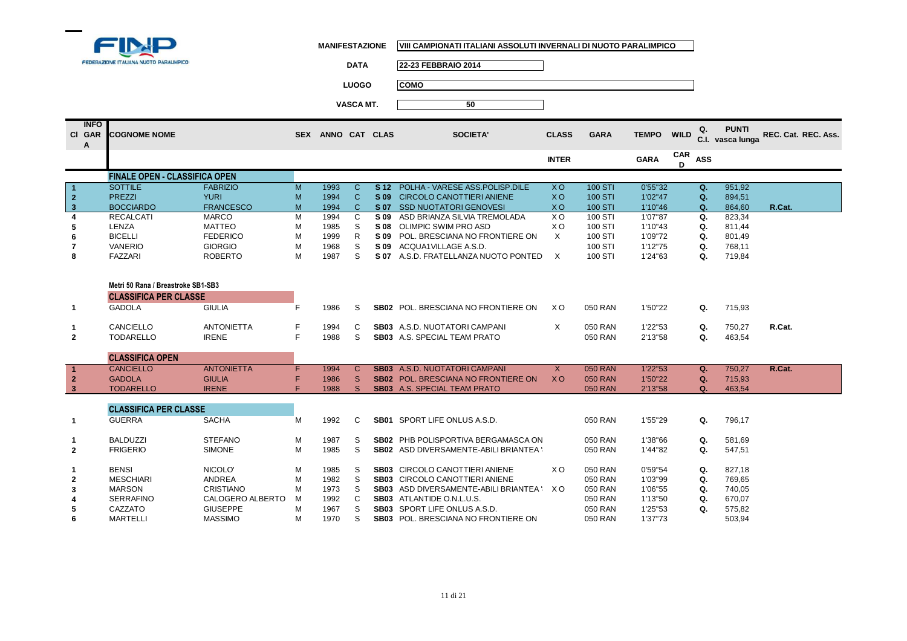FEDERAZIONE ITALIANA NUOTO PARALIMPICO

**MANIFESTAZIONE** VIII CAMPIONATI ITALIANI ASSOLUTI INVERNALI DI NUOTO PARALIMPICO

**DATA** 22-23 FEBBRAIO 2014

**LUOGO** COMO

**VASCA MT.** 50

| Cl | INFO GARA | COGNOME NOME | | SEX | ANNO | CAT | CLAS | SOCIETA' | CLASS INTER | GARA | TEMPO GARA | WILD CARD | Q. C.I. ASS | PUNTI vasca lunga | REC. Cat. | REC. Ass. |
|---|---|---|---|---|---|---|---|---|---|---|---|---|---|---|---|---|
| | | **FINALE OPEN - CLASSIFICA OPEN** | | | | | | | | | | | | | | |
| 1 | | SOTTILE | FABRIZIO | M | 1993 | C | S 12 | POLHA - VARESE ASS.POLISP.DILE | X O | 100 STI | 0'55"32 | | Q. | 951,92 | | |
| 2 | | PREZZI | YURI | M | 1994 | C | S 09 | CIRCOLO CANOTTIERI ANIENE | X O | 100 STI | 1'02"47 | | Q. | 894,51 | | |
| 3 | | BOCCIARDO | FRANCESCO | M | 1994 | C | S 07 | SSD NUOTATORI GENOVESI | X O | 100 STI | 1'10"46 | | Q. | 864,60 | R.Cat. | |
| 4 | | RECALCATI | MARCO | M | 1994 | C | S 09 | ASD BRIANZA SILVIA TREMOLADA | X O | 100 STI | 1'07"87 | | Q. | 823,34 | | |
| 5 | | LENZA | MATTEO | M | 1985 | S | S 08 | OLIMPIC SWIM PRO ASD | X O | 100 STI | 1'10"43 | | Q. | 811,44 | | |
| 6 | | BICELLI | FEDERICO | M | 1999 | R | S 09 | POL. BRESCIANA NO FRONTIERE ON | X | 100 STI | 1'09"72 | | Q. | 801,49 | | |
| 7 | | VANERIO | GIORGIO | M | 1968 | S | S 09 | ACQUA1VILLAGE A.S.D. | | 100 STI | 1'12"75 | | Q. | 768,11 | | |
| 8 | | FAZZARI | ROBERTO | M | 1987 | S | S 07 | A.S.D. FRATELLANZA NUOTO PONTED | X | 100 STI | 1'24"63 | | Q. | 719,84 | | |

**Metri 50 Rana / Breastroke SB1-SB3**

| Cl | INFO GARA | COGNOME NOME | | SEX | ANNO | CAT | CLAS | SOCIETA' | CLASS INTER | GARA | TEMPO GARA | WILD CARD | Q. C.I. ASS | PUNTI vasca lunga | REC. Cat. | REC. Ass. |
|---|---|---|---|---|---|---|---|---|---|---|---|---|---|---|---|---|
| | | **CLASSIFICA PER CLASSE** | | | | | | | | | | | | | | |
| 1 | | GADOLA | GIULIA | F | 1986 | S | SB02 | POL. BRESCIANA NO FRONTIERE ON | X O | 050 RAN | 1'50"22 | | Q. | 715,93 | | |
| 1 | | CANCIELLO | ANTONIETTA | F | 1994 | C | SB03 | A.S.D. NUOTATORI CAMPANI | X | 050 RAN | 1'22"53 | | Q. | 750,27 | R.Cat. | |
| 2 | | TODARELLO | IRENE | F | 1988 | S | SB03 | A.S. SPECIAL TEAM PRATO | | 050 RAN | 2'13"58 | | Q. | 463,54 | | |
| | | **CLASSIFICA OPEN** | | | | | | | | | | | | | | |
| 1 | | CANCIELLO | ANTONIETTA | F | 1994 | C | SB03 | A.S.D. NUOTATORI CAMPANI | X | 050 RAN | 1'22"53 | | Q. | 750,27 | R.Cat. | |
| 2 | | GADOLA | GIULIA | F | 1986 | S | SB02 | POL. BRESCIANA NO FRONTIERE ON | X O | 050 RAN | 1'50"22 | | Q. | 715,93 | | |
| 3 | | TODARELLO | IRENE | F | 1988 | S | SB03 | A.S. SPECIAL TEAM PRATO | | 050 RAN | 2'13"58 | | Q. | 463,54 | | |
| | | **CLASSIFICA PER CLASSE** | | | | | | | | | | | | | | |
| 1 | | GUERRA | SACHA | M | 1992 | C | SB01 | SPORT LIFE ONLUS A.S.D. | | 050 RAN | 1'55"29 | | Q. | 796,17 | | |
| 1 | | BALDUZZI | STEFANO | M | 1987 | S | SB02 | PHB POLISPORTIVA BERGAMASCA ON | | 050 RAN | 1'38"66 | | Q. | 581,69 | | |
| 2 | | FRIGERIO | SIMONE | M | 1985 | S | SB02 | ASD DIVERSAMENTE-ABILI BRIANTEA ' | | 050 RAN | 1'44"82 | | Q. | 547,51 | | |
| 1 | | BENSI | NICOLO' | M | 1985 | S | SB03 | CIRCOLO CANOTTIERI ANIENE | X O | 050 RAN | 0'59"54 | | Q. | 827,18 | | |
| 2 | | MESCHIARI | ANDREA | M | 1982 | S | SB03 | CIRCOLO CANOTTIERI ANIENE | | 050 RAN | 1'03"99 | | Q. | 769,65 | | |
| 3 | | MARSON | CRISTIANO | M | 1973 | S | SB03 | ASD DIVERSAMENTE-ABILI BRIANTEA ' | X O | 050 RAN | 1'06"55 | | Q. | 740,05 | | |
| 4 | | SERRAFINO | CALOGERO ALBERTO | M | 1992 | C | SB03 | ATLANTIDE O.N.L.U.S. | | 050 RAN | 1'13"50 | | Q. | 670,07 | | |
| 5 | | CAZZATO | GIUSEPPE | M | 1967 | S | SB03 | SPORT LIFE ONLUS A.S.D. | | 050 RAN | 1'25"53 | | Q. | 575,82 | | |
| 6 | | MARTELLI | MASSIMO | M | 1970 | S | SB03 | POL. BRESCIANA NO FRONTIERE ON | | 050 RAN | 1'37"73 | | | 503,94 | | |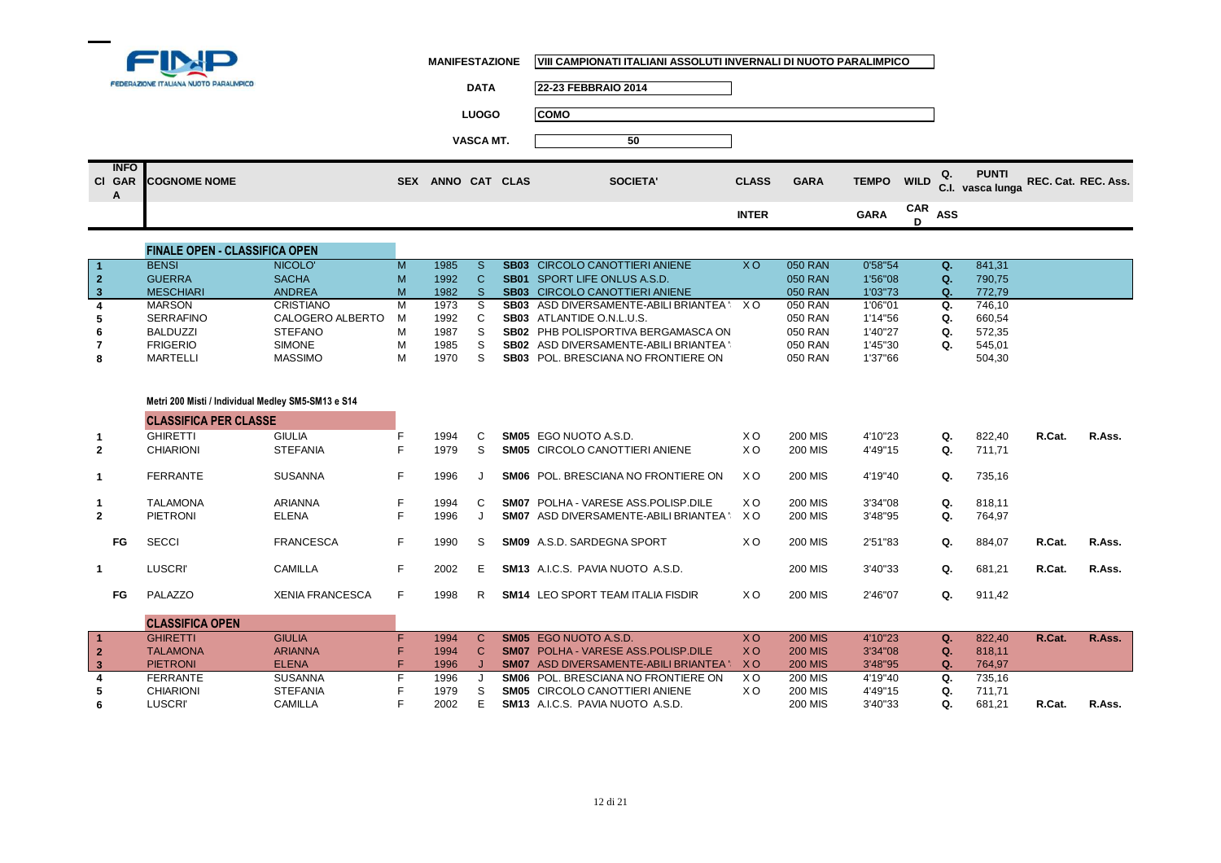FINP
FEDERAZIONE ITALIANA NUOTO PARALIMPICO

| | |
|---|---|
| MANIFESTAZIONE | VIII CAMPIONATI ITALIANI ASSOLUTI INVERNALI DI NUOTO PARALIMPICO |
| DATA | 22-23 FEBBRAIO 2014 |
| LUOGO | COMO |
| VASCA MT. | 50 |

| Cl | INFO GARA | COGNOME NOME | | SEX | ANNO | CAT | CLAS | SOCIETA' | CLASS INTER | GARA | TEMPO GARA | WILD CARD | Q. C.I. ASS | PUNTI vasca lunga | REC. Cat. | REC. Ass. |
|---|---|---|---|---|---|---|---|---|---|---|---|---|---|---|---|---|
| | | **FINALE OPEN - CLASSIFICA OPEN** | | | | | | | | | | | | | | |
| 1 | | BENSI | NICOLO' | M | 1985 | S | SB03 | CIRCOLO CANOTTIERI ANIENE | X O | 050 RAN | 0'58"54 | | Q. | 841,31 | | |
| 2 | | GUERRA | SACHA | M | 1992 | C | SB01 | SPORT LIFE ONLUS A.S.D. | | 050 RAN | 1'56"08 | | Q. | 790,75 | | |
| 3 | | MESCHIARI | ANDREA | M | 1982 | S | SB03 | CIRCOLO CANOTTIERI ANIENE | | 050 RAN | 1'03"73 | | Q. | 772,79 | | |
| 4 | | MARSON | CRISTIANO | M | 1973 | S | SB03 | ASD DIVERSAMENTE-ABILI BRIANTEA ' | X O | 050 RAN | 1'06"01 | | Q. | 746,10 | | |
| 5 | | SERRAFINO | CALOGERO ALBERTO | M | 1992 | C | SB03 | ATLANTIDE O.N.L.U.S. | | 050 RAN | 1'14"56 | | Q. | 660,54 | | |
| 6 | | BALDUZZI | STEFANO | M | 1987 | S | SB02 | PHB POLISPORTIVA BERGAMASCA ON | | 050 RAN | 1'40"27 | | Q. | 572,35 | | |
| 7 | | FRIGERIO | SIMONE | M | 1985 | S | SB02 | ASD DIVERSAMENTE-ABILI BRIANTEA ' | | 050 RAN | 1'45"30 | | Q. | 545,01 | | |
| 8 | | MARTELLI | MASSIMO | M | 1970 | S | SB03 | POL. BRESCIANA NO FRONTIERE ON | | 050 RAN | 1'37"66 | | | 504,30 | | |
| | | **Metri 200 Misti / Individual Medley SM5-SM13 e S14** | | | | | | | | | | | | | | |
| | | **CLASSIFICA PER CLASSE** | | | | | | | | | | | | | | |
| 1 | | GHIRETTI | GIULIA | F | 1994 | C | SM05 | EGO NUOTO A.S.D. | X O | 200 MIS | 4'10"23 | | Q. | 822,40 | R.Cat. | R.Ass. |
| 2 | | CHIARIONI | STEFANIA | F | 1979 | S | SM05 | CIRCOLO CANOTTIERI ANIENE | X O | 200 MIS | 4'49"15 | | Q. | 711,71 | | |
| 1 | | FERRANTE | SUSANNA | F | 1996 | J | SM06 | POL. BRESCIANA NO FRONTIERE ON | X O | 200 MIS | 4'19"40 | | Q. | 735,16 | | |
| 1 | | TALAMONA | ARIANNA | F | 1994 | C | SM07 | POLHA - VARESE ASS.POLISP.DILE | X O | 200 MIS | 3'34"08 | | Q. | 818,11 | | |
| 2 | | PIETRONI | ELENA | F | 1996 | J | SM07 | ASD DIVERSAMENTE-ABILI BRIANTEA ' | X O | 200 MIS | 3'48"95 | | Q. | 764,97 | | |
| | FG | SECCI | FRANCESCA | F | 1990 | S | SM09 | A.S.D. SARDEGNA SPORT | X O | 200 MIS | 2'51"83 | | Q. | 884,07 | R.Cat. | R.Ass. |
| 1 | | LUSCRI' | CAMILLA | F | 2002 | E | SM13 | A.I.C.S. PAVIA NUOTO A.S.D. | | 200 MIS | 3'40"33 | | Q. | 681,21 | R.Cat. | R.Ass. |
| | FG | PALAZZO | XENIA FRANCESCA | F | 1998 | R | SM14 | LEO SPORT TEAM ITALIA FISDIR | X O | 200 MIS | 2'46"07 | | Q. | 911,42 | | |
| | | **CLASSIFICA OPEN** | | | | | | | | | | | | | | |
| 1 | | GHIRETTI | GIULIA | F | 1994 | C | SM05 | EGO NUOTO A.S.D. | X O | 200 MIS | 4'10"23 | | Q. | 822,40 | R.Cat. | R.Ass. |
| 2 | | TALAMONA | ARIANNA | F | 1994 | C | SM07 | POLHA - VARESE ASS.POLISP.DILE | X O | 200 MIS | 3'34"08 | | Q. | 818,11 | | |
| 3 | | PIETRONI | ELENA | F | 1996 | J | SM07 | ASD DIVERSAMENTE-ABILI BRIANTEA ' | X O | 200 MIS | 3'48"95 | | Q. | 764,97 | | |
| 4 | | FERRANTE | SUSANNA | F | 1996 | J | SM06 | POL. BRESCIANA NO FRONTIERE ON | X O | 200 MIS | 4'19"40 | | Q. | 735,16 | | |
| 5 | | CHIARIONI | STEFANIA | F | 1979 | S | SM05 | CIRCOLO CANOTTIERI ANIENE | X O | 200 MIS | 4'49"15 | | Q. | 711,71 | | |
| 6 | | LUSCRI' | CAMILLA | F | 2002 | E | SM13 | A.I.C.S. PAVIA NUOTO A.S.D. | | 200 MIS | 3'40"33 | | Q. | 681,21 | R.Cat. | R.Ass. |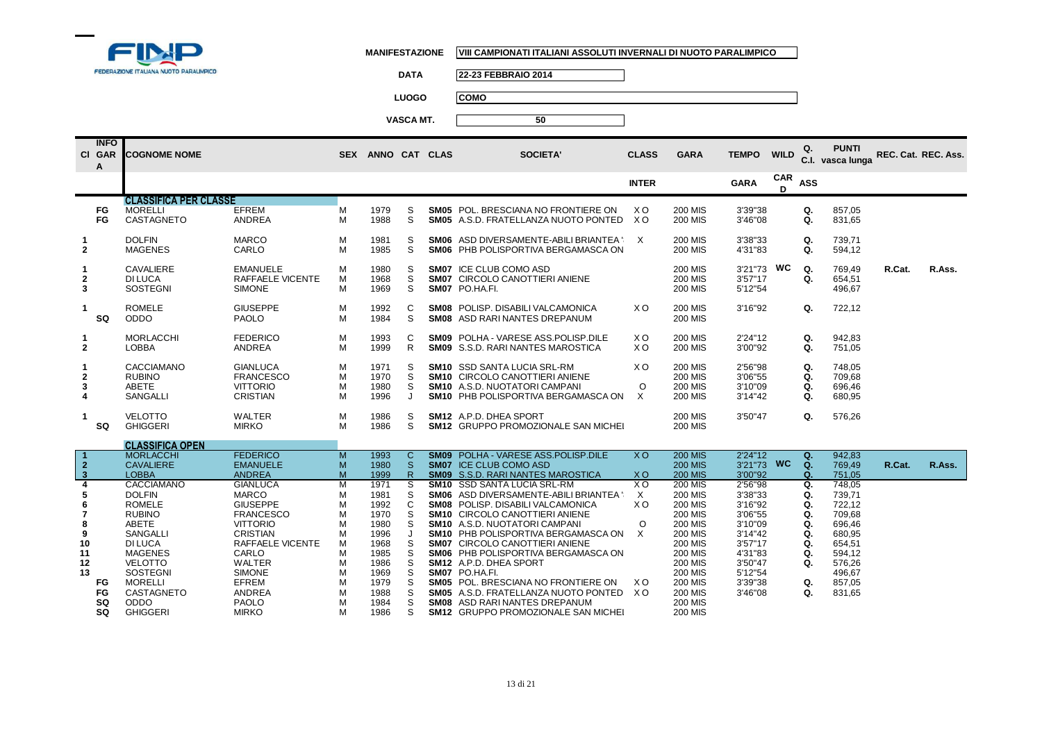FEDERAZIONE ITALIANA NUOTO PARALIMPICO

| | |
|---|---|
| **MANIFESTAZIONE** | **VIII CAMPIONATI ITALIANI ASSOLUTI INVERNALI DI NUOTO PARALIMPICO** |
| **DATA** | **22-23 FEBBRAIO 2014** |
| **LUOGO** | **COMO** |
| **VASCA MT.** | **50** |

| Cl | INFO GARA | COGNOME NOME | | SEX | ANNO | CAT | CLAS | SOCIETA' | CLASS INTER | GARA | TEMPO GARA | WILD CARD | Q. ASS | PUNTI C.I. vasca lunga | REC. Cat. | REC. Ass. |
|---|---|---|---|---|---|---|---|---|---|---|---|---|---|---|---|---|
| | | **CLASSIFICA PER CLASSE** | | | | | | | | | | | | | | |
| | FG | MORELLI | EFREM | M | 1979 | S | **SM05** | POL. BRESCIANA NO FRONTIERE ON | X O | 200 MIS | 3'39"38 | | Q. | 857,05 | | |
| | FG | CASTAGNETO | ANDREA | M | 1988 | S | **SM05** | A.S.D. FRATELLANZA NUOTO PONTED | X O | 200 MIS | 3'46"08 | | Q. | 831,65 | | |
| 1 | | DOLFIN | MARCO | M | 1981 | S | **SM06** | ASD DIVERSAMENTE-ABILI BRIANTEA ' | X | 200 MIS | 3'38"33 | | Q. | 739,71 | | |
| 2 | | MAGENES | CARLO | M | 1985 | S | **SM06** | PHB POLISPORTIVA BERGAMASCA ON | | 200 MIS | 4'31"83 | | Q. | 594,12 | | |
| 1 | | CAVALIERE | EMANUELE | M | 1980 | S | **SM07** | ICE CLUB COMO ASD | | 200 MIS | 3'21"73 | **WC** | Q. | 769,49 | R.Cat. | R.Ass. |
| 2 | | DI LUCA | RAFFAELE VICENTE | M | 1968 | S | **SM07** | CIRCOLO CANOTTIERI ANIENE | | 200 MIS | 3'57"17 | | Q. | 654,51 | | |
| 3 | | SOSTEGNI | SIMONE | M | 1969 | S | **SM07** | PO.HA.FI. | | 200 MIS | 5'12"54 | | | 496,67 | | |
| 1 | | ROMELE | GIUSEPPE | M | 1992 | C | **SM08** | POLISP. DISABILI VALCAMONICA | X O | 200 MIS | 3'16"92 | | Q. | 722,12 | | |
| | SQ | ODDO | PAOLO | M | 1984 | S | **SM08** | ASD RARI NANTES DREPANUM | | 200 MIS | | | | | | |
| 1 | | MORLACCHI | FEDERICO | M | 1993 | C | **SM09** | POLHA - VARESE ASS.POLISP.DILE | X O | 200 MIS | 2'24"12 | | Q. | 942,83 | | |
| 2 | | LOBBA | ANDREA | M | 1999 | R | **SM09** | S.S.D. RARI NANTES MAROSTICA | X O | 200 MIS | 3'00"92 | | Q. | 751,05 | | |
| 1 | | CACCIAMANO | GIANLUCA | M | 1971 | S | **SM10** | SSD SANTA LUCIA SRL-RM | X O | 200 MIS | 2'56"98 | | Q. | 748,05 | | |
| 2 | | RUBINO | FRANCESCO | M | 1970 | S | **SM10** | CIRCOLO CANOTTIERI ANIENE | | 200 MIS | 3'06"55 | | Q. | 709,68 | | |
| 3 | | ABETE | VITTORIO | M | 1980 | S | **SM10** | A.S.D. NUOTATORI CAMPANI | O | 200 MIS | 3'10"09 | | Q. | 696,46 | | |
| 4 | | SANGALLI | CRISTIAN | M | 1996 | J | **SM10** | PHB POLISPORTIVA BERGAMASCA ON | X | 200 MIS | 3'14"42 | | Q. | 680,95 | | |
| 1 | | VELOTTO | WALTER | M | 1986 | S | **SM12** | A.P.D. DHEA SPORT | | 200 MIS | 3'50"47 | | Q. | 576,26 | | |
| | SQ | GHIGGERI | MIRKO | M | 1986 | S | **SM12** | GRUPPO PROMOZIONALE SAN MICHEI | | 200 MIS | | | | | | |
| | | **CLASSIFICA OPEN** | | | | | | | | | | | | | | |
| 1 | | MORLACCHI | FEDERICO | M | 1993 | C | **SM09** | POLHA - VARESE ASS.POLISP.DILE | X O | 200 MIS | 2'24"12 | | Q. | 942,83 | | |
| 2 | | CAVALIERE | EMANUELE | M | 1980 | S | **SM07** | ICE CLUB COMO ASD | | 200 MIS | 3'21"73 | **WC** | Q. | 769,49 | R.Cat. | R.Ass. |
| 3 | | LOBBA | ANDREA | M | 1999 | R | **SM09** | S.S.D. RARI NANTES MAROSTICA | X O | 200 MIS | 3'00"92 | | Q. | 751,05 | | |
| 4 | | CACCIAMANO | GIANLUCA | M | 1971 | S | **SM10** | SSD SANTA LUCIA SRL-RM | X O | 200 MIS | 2'56"98 | | Q. | 748,05 | | |
| 5 | | DOLFIN | MARCO | M | 1981 | S | **SM06** | ASD DIVERSAMENTE-ABILI BRIANTEA ' | X | 200 MIS | 3'38"33 | | Q. | 739,71 | | |
| 6 | | ROMELE | GIUSEPPE | M | 1992 | C | **SM08** | POLISP. DISABILI VALCAMONICA | X O | 200 MIS | 3'16"92 | | Q. | 722,12 | | |
| 7 | | RUBINO | FRANCESCO | M | 1970 | S | **SM10** | CIRCOLO CANOTTIERI ANIENE | | 200 MIS | 3'06"55 | | Q. | 709,68 | | |
| 8 | | ABETE | VITTORIO | M | 1980 | S | **SM10** | A.S.D. NUOTATORI CAMPANI | O | 200 MIS | 3'10"09 | | Q. | 696,46 | | |
| 9 | | SANGALLI | CRISTIAN | M | 1996 | J | **SM10** | PHB POLISPORTIVA BERGAMASCA ON | X | 200 MIS | 3'14"42 | | Q. | 680,95 | | |
| 10 | | DI LUCA | RAFFAELE VICENTE | M | 1968 | S | **SM07** | CIRCOLO CANOTTIERI ANIENE | | 200 MIS | 3'57"17 | | Q. | 654,51 | | |
| 11 | | MAGENES | CARLO | M | 1985 | S | **SM06** | PHB POLISPORTIVA BERGAMASCA ON | | 200 MIS | 4'31"83 | | Q. | 594,12 | | |
| 12 | | VELOTTO | WALTER | M | 1986 | S | **SM12** | A.P.D. DHEA SPORT | | 200 MIS | 3'50"47 | | Q. | 576,26 | | |
| 13 | | SOSTEGNI | SIMONE | M | 1969 | S | **SM07** | PO.HA.FI. | | 200 MIS | 5'12"54 | | | 496,67 | | |
| | FG | MORELLI | EFREM | M | 1979 | S | **SM05** | POL. BRESCIANA NO FRONTIERE ON | X O | 200 MIS | 3'39"38 | | Q. | 857,05 | | |
| | FG | CASTAGNETO | ANDREA | M | 1988 | S | **SM05** | A.S.D. FRATELLANZA NUOTO PONTED | X O | 200 MIS | 3'46"08 | | Q. | 831,65 | | |
| | SQ | ODDO | PAOLO | M | 1984 | S | **SM08** | ASD RARI NANTES DREPANUM | | 200 MIS | | | | | | |
| | SQ | GHIGGERI | MIRKO | M | 1986 | S | **SM12** | GRUPPO PROMOZIONALE SAN MICHEI | | 200 MIS | | | | | | |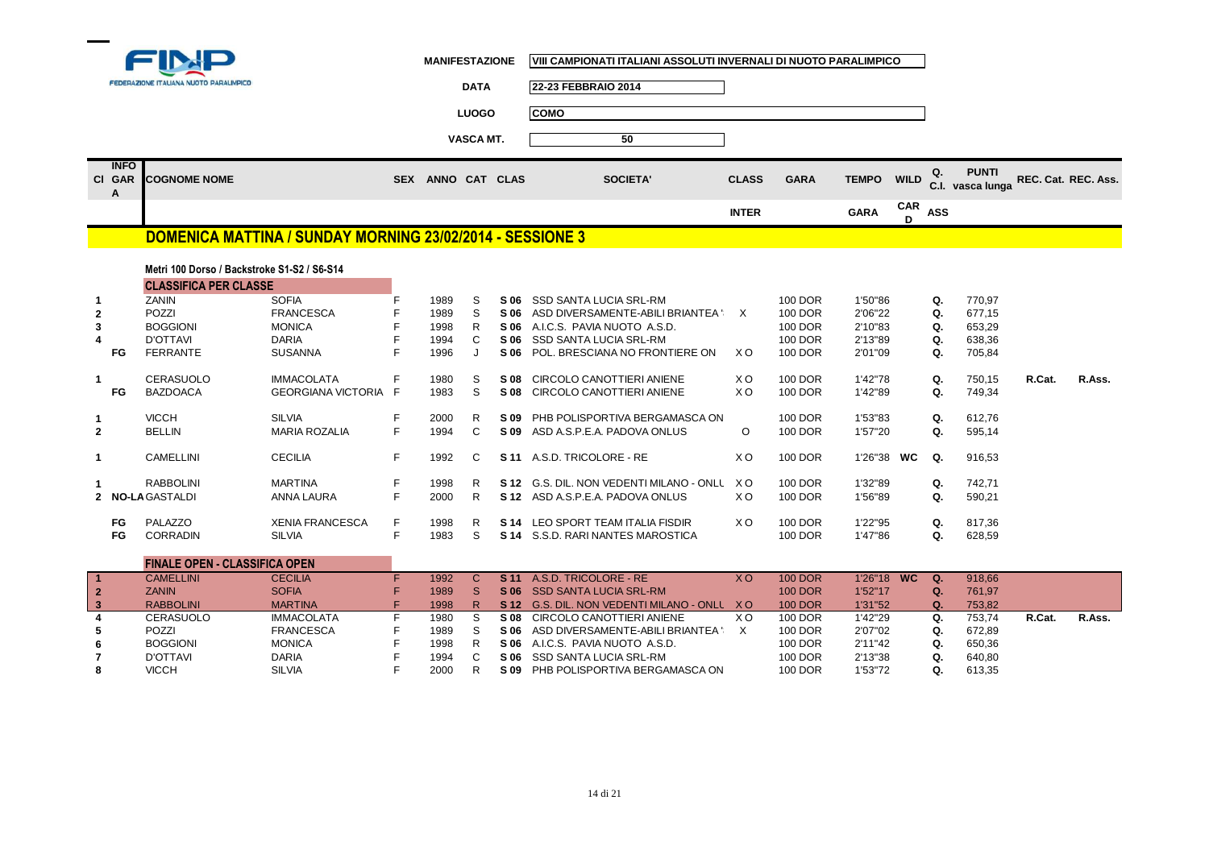FINP – FEDERAZIONE ITALIANA NUOTO PARALIMPICO

**MANIFESTAZIONE** VIII CAMPIONATI ITALIANI ASSOLUTI INVERNALI DI NUOTO PARALIMPICO

**DATA** 22-23 FEBBRAIO 2014

**LUOGO** COMO

**VASCA MT.** 50

## DOMENICA MATTINA / SUNDAY MORNING 23/02/2014 - SESSIONE 3

### Metri 100 Dorso / Backstroke S1-S2 / S6-S14

**CLASSIFICA PER CLASSE**

| Cl | INFO GARA | COGNOME NOME | | SEX | ANNO | CAT | CLAS | SOCIETA' | CLASS INTER | GARA | TEMPO GARA | WILD CARD | Q. ASS | PUNTI C.I. vasca lunga | REC. Cat. | REC. Ass. |
|---|---|---|---|---|---|---|---|---|---|---|---|---|---|---|---|---|
| 1 | | ZANIN | SOFIA | F | 1989 | S | S 06 | SSD SANTA LUCIA SRL-RM | | 100 DOR | 1'50"86 | | Q. | 770,97 | | |
| 2 | | POZZI | FRANCESCA | F | 1989 | S | S 06 | ASD DIVERSAMENTE-ABILI BRIANTEA ' | X | 100 DOR | 2'06"22 | | Q. | 677,15 | | |
| 3 | | BOGGIONI | MONICA | F | 1998 | R | S 06 | A.I.C.S. PAVIA NUOTO A.S.D. | | 100 DOR | 2'10"83 | | Q. | 653,29 | | |
| 4 | | D'OTTAVI | DARIA | F | 1994 | C | S 06 | SSD SANTA LUCIA SRL-RM | | 100 DOR | 2'13"89 | | Q. | 638,36 | | |
| | FG | FERRANTE | SUSANNA | F | 1996 | J | S 06 | POL. BRESCIANA NO FRONTIERE ON | X O | 100 DOR | 2'01"09 | | Q. | 705,84 | | |
| 1 | | CERASUOLO | IMMACOLATA | F | 1980 | S | S 08 | CIRCOLO CANOTTIERI ANIENE | X O | 100 DOR | 1'42"78 | | Q. | 750,15 | R.Cat. | R.Ass. |
| | FG | BAZDOACA | GEORGIANA VICTORIA | F | 1983 | S | S 08 | CIRCOLO CANOTTIERI ANIENE | X O | 100 DOR | 1'42"89 | | Q. | 749,34 | | |
| 1 | | VICCH | SILVIA | F | 2000 | R | S 09 | PHB POLISPORTIVA BERGAMASCA ON | | 100 DOR | 1'53"83 | | Q. | 612,76 | | |
| 2 | | BELLIN | MARIA ROZALIA | F | 1994 | C | S 09 | ASD A.S.P.E.A. PADOVA ONLUS | O | 100 DOR | 1'57"20 | | Q. | 595,14 | | |
| 1 | | CAMELLINI | CECILIA | F | 1992 | C | S 11 | A.S.D. TRICOLORE - RE | X O | 100 DOR | 1'26"38 | WC | Q. | 916,53 | | |
| 1 | | RABBOLINI | MARTINA | F | 1998 | R | S 12 | G.S. DIL. NON VEDENTI MILANO - ONLU | X O | 100 DOR | 1'32"89 | | Q. | 742,71 | | |
| 2 | NO-LA | GASTALDI | ANNA LAURA | F | 2000 | R | S 12 | ASD A.S.P.E.A. PADOVA ONLUS | X O | 100 DOR | 1'56"89 | | Q. | 590,21 | | |
| | FG | PALAZZO | XENIA FRANCESCA | F | 1998 | R | S 14 | LEO SPORT TEAM ITALIA FISDIR | X O | 100 DOR | 1'22"95 | | Q. | 817,36 | | |
| | FG | CORRADIN | SILVIA | F | 1983 | S | S 14 | S.S.D. RARI NANTES MAROSTICA | | 100 DOR | 1'47"86 | | Q. | 628,59 | | |

**FINALE OPEN - CLASSIFICA OPEN**

| Cl | INFO GARA | COGNOME NOME | | SEX | ANNO | CAT | CLAS | SOCIETA' | CLASS INTER | GARA | TEMPO GARA | WILD CARD | Q. ASS | PUNTI C.I. vasca lunga | REC. Cat. | REC. Ass. |
|---|---|---|---|---|---|---|---|---|---|---|---|---|---|---|---|---|
| 1 | | CAMELLINI | CECILIA | F | 1992 | C | S 11 | A.S.D. TRICOLORE - RE | X O | 100 DOR | 1'26"18 | WC | Q. | 918,66 | | |
| 2 | | ZANIN | SOFIA | F | 1989 | S | S 06 | SSD SANTA LUCIA SRL-RM | | 100 DOR | 1'52"17 | | Q. | 761,97 | | |
| 3 | | RABBOLINI | MARTINA | F | 1998 | R | S 12 | G.S. DIL. NON VEDENTI MILANO - ONLU | X O | 100 DOR | 1'31"52 | | Q. | 753,82 | | |
| 4 | | CERASUOLO | IMMACOLATA | F | 1980 | S | S 08 | CIRCOLO CANOTTIERI ANIENE | X O | 100 DOR | 1'42"29 | | Q. | 753,74 | R.Cat. | R.Ass. |
| 5 | | POZZI | FRANCESCA | F | 1989 | S | S 06 | ASD DIVERSAMENTE-ABILI BRIANTEA ' | X | 100 DOR | 2'07"02 | | Q. | 672,89 | | |
| 6 | | BOGGIONI | MONICA | F | 1998 | R | S 06 | A.I.C.S. PAVIA NUOTO A.S.D. | | 100 DOR | 2'11"42 | | Q. | 650,36 | | |
| 7 | | D'OTTAVI | DARIA | F | 1994 | C | S 06 | SSD SANTA LUCIA SRL-RM | | 100 DOR | 2'13"38 | | Q. | 640,80 | | |
| 8 | | VICCH | SILVIA | F | 2000 | R | S 09 | PHB POLISPORTIVA BERGAMASCA ON | | 100 DOR | 1'53"72 | | Q. | 613,35 | | |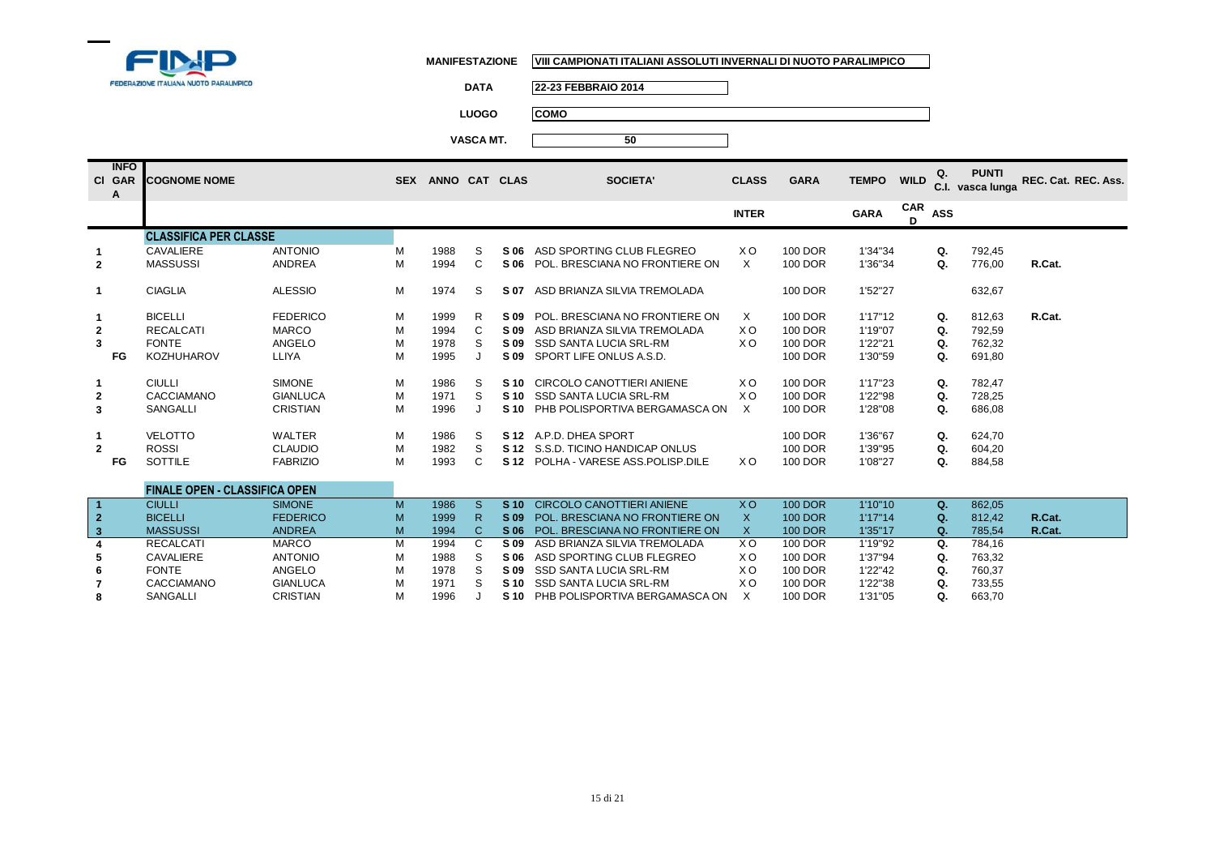FINP FEDERAZIONE ITALIANA NUOTO PARALIMPICO

**MANIFESTAZIONE** VIII CAMPIONATI ITALIANI ASSOLUTI INVERNALI DI NUOTO PARALIMPICO

**DATA** 22-23 FEBBRAIO 2014

**LUOGO** COMO

**VASCA MT.** 50

| Cl | INFO GARA | COGNOME NOME | | SEX | ANNO | CAT | CLAS | SOCIETA' | CLASS INTER | GARA | TEMPO GARA | WILD CARD | Q. C.I. ASS | PUNTI vasca lunga | REC. Cat. | REC. Ass. |
|---|---|---|---|---|---|---|---|---|---|---|---|---|---|---|---|---|
| | | **CLASSIFICA PER CLASSE** | | | | | | | | | | | | | | |
| 1 | | CAVALIERE | ANTONIO | M | 1988 | S | S 06 | ASD SPORTING CLUB FLEGREO | X O | 100 DOR | 1'34"34 | | Q. | 792,45 | | |
| 2 | | MASSUSSI | ANDREA | M | 1994 | C | S 06 | POL. BRESCIANA NO FRONTIERE ON | X | 100 DOR | 1'36"34 | | Q. | 776,00 | R.Cat. | |
| 1 | | CIAGLIA | ALESSIO | M | 1974 | S | S 07 | ASD BRIANZA SILVIA TREMOLADA | | 100 DOR | 1'52"27 | | | 632,67 | | |
| 1 | | BICELLI | FEDERICO | M | 1999 | R | S 09 | POL. BRESCIANA NO FRONTIERE ON | X | 100 DOR | 1'17"12 | | Q. | 812,63 | R.Cat. | |
| 2 | | RECALCATI | MARCO | M | 1994 | C | S 09 | ASD BRIANZA SILVIA TREMOLADA | X O | 100 DOR | 1'19"07 | | Q. | 792,59 | | |
| 3 | | FONTE | ANGELO | M | 1978 | S | S 09 | SSD SANTA LUCIA SRL-RM | X O | 100 DOR | 1'22"21 | | Q. | 762,32 | | |
| | FG | KOZHUHAROV | LLIYA | M | 1995 | J | S 09 | SPORT LIFE ONLUS A.S.D. | | 100 DOR | 1'30"59 | | Q. | 691,80 | | |
| 1 | | CIULLI | SIMONE | M | 1986 | S | S 10 | CIRCOLO CANOTTIERI ANIENE | X O | 100 DOR | 1'17"23 | | Q. | 782,47 | | |
| 2 | | CACCIAMANO | GIANLUCA | M | 1971 | S | S 10 | SSD SANTA LUCIA SRL-RM | X O | 100 DOR | 1'22"98 | | Q. | 728,25 | | |
| 3 | | SANGALLI | CRISTIAN | M | 1996 | J | S 10 | PHB POLISPORTIVA BERGAMASCA ON | X | 100 DOR | 1'28"08 | | Q. | 686,08 | | |
| 1 | | VELOTTO | WALTER | M | 1986 | S | S 12 | A.P.D. DHEA SPORT | | 100 DOR | 1'36"67 | | Q. | 624,70 | | |
| 2 | | ROSSI | CLAUDIO | M | 1982 | S | S 12 | S.S.D. TICINO HANDICAP ONLUS | | 100 DOR | 1'39"95 | | Q. | 604,20 | | |
| | FG | SOTTILE | FABRIZIO | M | 1993 | C | S 12 | POLHA - VARESE ASS.POLISP.DILE | X O | 100 DOR | 1'08"27 | | Q. | 884,58 | | |
| | | **FINALE OPEN - CLASSIFICA OPEN** | | | | | | | | | | | | | | |
| 1 | | CIULLI | SIMONE | M | 1986 | S | S 10 | CIRCOLO CANOTTIERI ANIENE | X O | 100 DOR | 1'10"10 | | Q. | 862,05 | | |
| 2 | | BICELLI | FEDERICO | M | 1999 | R | S 09 | POL. BRESCIANA NO FRONTIERE ON | X | 100 DOR | 1'17"14 | | Q. | 812,42 | R.Cat. | |
| 3 | | MASSUSSI | ANDREA | M | 1994 | C | S 06 | POL. BRESCIANA NO FRONTIERE ON | X | 100 DOR | 1'35"17 | | Q. | 785,54 | R.Cat. | |
| 4 | | RECALCATI | MARCO | M | 1994 | C | S 09 | ASD BRIANZA SILVIA TREMOLADA | X O | 100 DOR | 1'19"92 | | Q. | 784,16 | | |
| 5 | | CAVALIERE | ANTONIO | M | 1988 | S | S 06 | ASD SPORTING CLUB FLEGREO | X O | 100 DOR | 1'37"94 | | Q. | 763,32 | | |
| 6 | | FONTE | ANGELO | M | 1978 | S | S 09 | SSD SANTA LUCIA SRL-RM | X O | 100 DOR | 1'22"42 | | Q. | 760,37 | | |
| 7 | | CACCIAMANO | GIANLUCA | M | 1971 | S | S 10 | SSD SANTA LUCIA SRL-RM | X O | 100 DOR | 1'22"38 | | Q. | 733,55 | | |
| 8 | | SANGALLI | CRISTIAN | M | 1996 | J | S 10 | PHB POLISPORTIVA BERGAMASCA ON | X | 100 DOR | 1'31"05 | | Q. | 663,70 | | |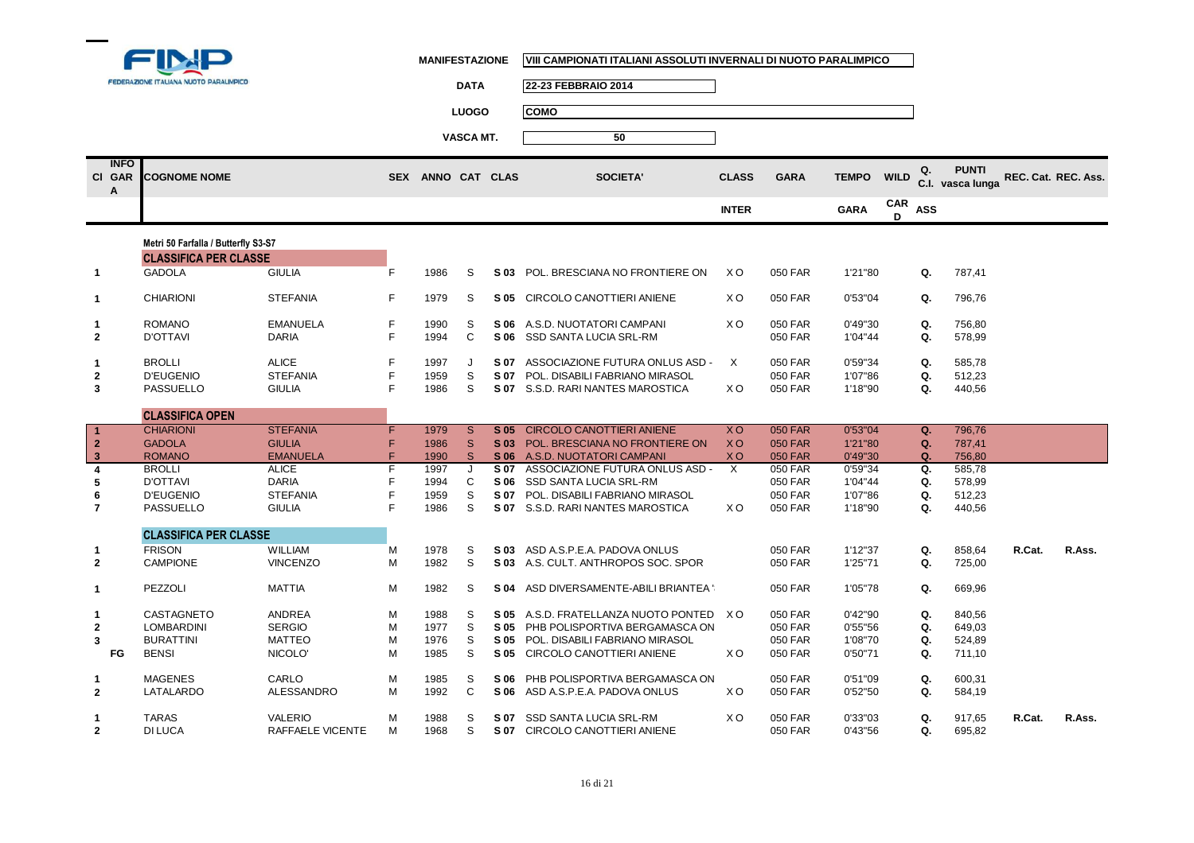FINP FEDERAZIONE ITALIANA NUOTO PARALIMPICO

| | |
|---|---|
| MANIFESTAZIONE | VIII CAMPIONATI ITALIANI ASSOLUTI INVERNALI DI NUOTO PARALIMPICO |
| DATA | 22-23 FEBBRAIO 2014 |
| LUOGO | COMO |
| VASCA MT. | 50 |

| Cl | INFO GARA | COGNOME NOME | | SEX | ANNO | CAT | CLAS | SOCIETA' | CLASS INTER | GARA | TEMPO GARA | WILD CARD | Q. ASS | PUNTI C.I. vasca lunga | REC. Cat. | REC. Ass. |
|---|---|---|---|---|---|---|---|---|---|---|---|---|---|---|---|---|
| | | **Metri 50 Farfalla / Butterfly S3-S7** | | | | | | | | | | | | | | |
| | | **CLASSIFICA PER CLASSE** | | | | | | | | | | | | | | |
| 1 | | GADOLA | GIULIA | F | 1986 | S | S 03 | POL. BRESCIANA NO FRONTIERE ON | X O | 050 FAR | 1'21"80 | | Q. | 787,41 | | |
| 1 | | CHIARIONI | STEFANIA | F | 1979 | S | S 05 | CIRCOLO CANOTTIERI ANIENE | X O | 050 FAR | 0'53"04 | | Q. | 796,76 | | |
| 1 | | ROMANO | EMANUELA | F | 1990 | S | S 06 | A.S.D. NUOTATORI CAMPANI | X O | 050 FAR | 0'49"30 | | Q. | 756,80 | | |
| 2 | | D'OTTAVI | DARIA | F | 1994 | C | S 06 | SSD SANTA LUCIA SRL-RM | | 050 FAR | 1'04"44 | | Q. | 578,99 | | |
| 1 | | BROLLI | ALICE | F | 1997 | J | S 07 | ASSOCIAZIONE FUTURA ONLUS ASD - | X | 050 FAR | 0'59"34 | | Q. | 585,78 | | |
| 2 | | D'EUGENIO | STEFANIA | F | 1959 | S | S 07 | POL. DISABILI FABRIANO MIRASOL | | 050 FAR | 1'07"86 | | Q. | 512,23 | | |
| 3 | | PASSUELLO | GIULIA | F | 1986 | S | S 07 | S.S.D. RARI NANTES MAROSTICA | X O | 050 FAR | 1'18"90 | | Q. | 440,56 | | |
| | | **CLASSIFICA OPEN** | | | | | | | | | | | | | | |
| 1 | | CHIARIONI | STEFANIA | F | 1979 | S | S 05 | CIRCOLO CANOTTIERI ANIENE | X O | 050 FAR | 0'53"04 | | Q. | 796,76 | | |
| 2 | | GADOLA | GIULIA | F | 1986 | S | S 03 | POL. BRESCIANA NO FRONTIERE ON | X O | 050 FAR | 1'21"80 | | Q. | 787,41 | | |
| 3 | | ROMANO | EMANUELA | F | 1990 | S | S 06 | A.S.D. NUOTATORI CAMPANI | X O | 050 FAR | 0'49"30 | | Q. | 756,80 | | |
| 4 | | BROLLI | ALICE | F | 1997 | J | S 07 | ASSOCIAZIONE FUTURA ONLUS ASD - | X | 050 FAR | 0'59"34 | | Q. | 585,78 | | |
| 5 | | D'OTTAVI | DARIA | F | 1994 | C | S 06 | SSD SANTA LUCIA SRL-RM | | 050 FAR | 1'04"44 | | Q. | 578,99 | | |
| 6 | | D'EUGENIO | STEFANIA | F | 1959 | S | S 07 | POL. DISABILI FABRIANO MIRASOL | | 050 FAR | 1'07"86 | | Q. | 512,23 | | |
| 7 | | PASSUELLO | GIULIA | F | 1986 | S | S 07 | S.S.D. RARI NANTES MAROSTICA | X O | 050 FAR | 1'18"90 | | Q. | 440,56 | | |
| | | **CLASSIFICA PER CLASSE** | | | | | | | | | | | | | | |
| 1 | | FRISON | WILLIAM | M | 1978 | S | S 03 | ASD A.S.P.E.A. PADOVA ONLUS | | 050 FAR | 1'12"37 | | Q. | 858,64 | R.Cat. | R.Ass. |
| 2 | | CAMPIONE | VINCENZO | M | 1982 | S | S 03 | A.S. CULT. ANTHROPOS SOC. SPOR | | 050 FAR | 1'25"71 | | Q. | 725,00 | | |
| 1 | | PEZZOLI | MATTIA | M | 1982 | S | S 04 | ASD DIVERSAMENTE-ABILI BRIANTEA ' | | 050 FAR | 1'05"78 | | Q. | 669,96 | | |
| 1 | | CASTAGNETO | ANDREA | M | 1988 | S | S 05 | A.S.D. FRATELLANZA NUOTO PONTED | X O | 050 FAR | 0'42"90 | | Q. | 840,56 | | |
| 2 | | LOMBARDINI | SERGIO | M | 1977 | S | S 05 | PHB POLISPORTIVA BERGAMASCA ON | | 050 FAR | 0'55"56 | | Q. | 649,03 | | |
| 3 | | BURATTINI | MATTEO | M | 1976 | S | S 05 | POL. DISABILI FABRIANO MIRASOL | | 050 FAR | 1'08"70 | | Q. | 524,89 | | |
| | FG | BENSI | NICOLO' | M | 1985 | S | S 05 | CIRCOLO CANOTTIERI ANIENE | X O | 050 FAR | 0'50"71 | | Q. | 711,10 | | |
| 1 | | MAGENES | CARLO | M | 1985 | S | S 06 | PHB POLISPORTIVA BERGAMASCA ON | | 050 FAR | 0'51"09 | | Q. | 600,31 | | |
| 2 | | LATALARDO | ALESSANDRO | M | 1992 | C | S 06 | ASD A.S.P.E.A. PADOVA ONLUS | X O | 050 FAR | 0'52"50 | | Q. | 584,19 | | |
| 1 | | TARAS | VALERIO | M | 1988 | S | S 07 | SSD SANTA LUCIA SRL-RM | X O | 050 FAR | 0'33"03 | | Q. | 917,65 | R.Cat. | R.Ass. |
| 2 | | DI LUCA | RAFFAELE VICENTE | M | 1968 | S | S 07 | CIRCOLO CANOTTIERI ANIENE | | 050 FAR | 0'43"56 | | Q. | 695,82 | | |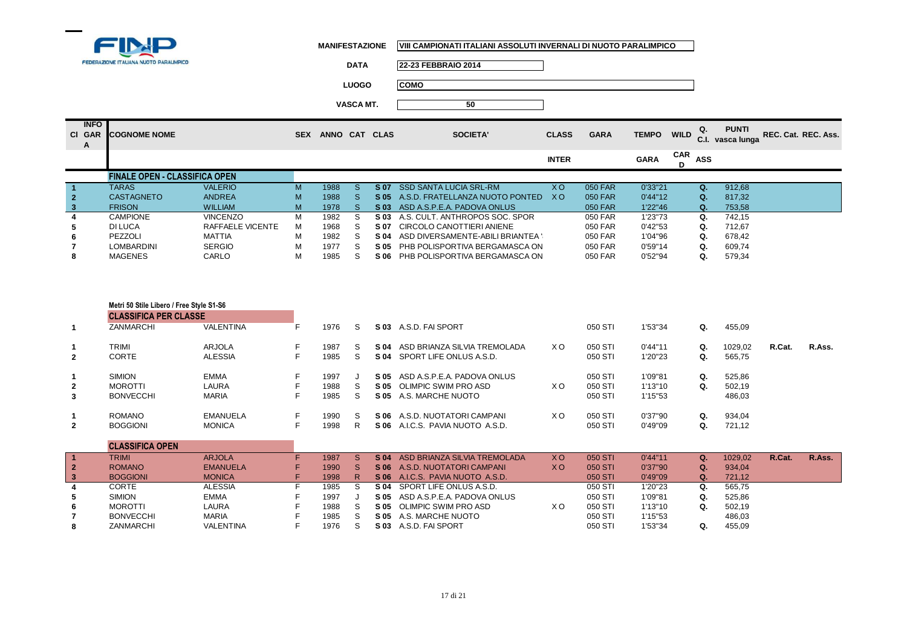FINP - FEDERAZIONE ITALIANA NUOTO PARALIMPICO

**MANIFESTAZIONE** VIII CAMPIONATI ITALIANI ASSOLUTI INVERNALI DI NUOTO PARALIMPICO

**DATA** 22-23 FEBBRAIO 2014

**LUOGO** COMO

**VASCA MT.** 50

| Cl | INFO GARA | COGNOME NOME | | SEX | ANNO | CAT | CLAS | SOCIETA' | CLASS INTER | GARA | TEMPO GARA | WILD CARD | Q. ASS | PUNTI C.I. vasca lunga | REC. Cat. | REC. Ass. |
|---|---|---|---|---|---|---|---|---|---|---|---|---|---|---|---|---|
| | | **FINALE OPEN - CLASSIFICA OPEN** | | | | | | | | | | | | | | |
| 1 | | TARAS | VALERIO | M | 1988 | S | S 07 | SSD SANTA LUCIA SRL-RM | X O | 050 FAR | 0'33"21 | | Q. | 912,68 | | |
| 2 | | CASTAGNETO | ANDREA | M | 1988 | S | S 05 | A.S.D. FRATELLANZA NUOTO PONTED | X O | 050 FAR | 0'44"12 | | Q. | 817,32 | | |
| 3 | | FRISON | WILLIAM | M | 1978 | S | S 03 | ASD A.S.P.E.A. PADOVA ONLUS | | 050 FAR | 1'22"46 | | Q. | 753,58 | | |
| 4 | | CAMPIONE | VINCENZO | M | 1982 | S | S 03 | A.S. CULT. ANTHROPOS SOC. SPOR | | 050 FAR | 1'23"73 | | Q. | 742,15 | | |
| 5 | | DI LUCA | RAFFAELE VICENTE | M | 1968 | S | S 07 | CIRCOLO CANOTTIERI ANIENE | | 050 FAR | 0'42"53 | | Q. | 712,67 | | |
| 6 | | PEZZOLI | MATTIA | M | 1982 | S | S 04 | ASD DIVERSAMENTE-ABILI BRIANTEA ' | | 050 FAR | 1'04"96 | | Q. | 678,42 | | |
| 7 | | LOMBARDINI | SERGIO | M | 1977 | S | S 05 | PHB POLISPORTIVA BERGAMASCA ON | | 050 FAR | 0'59"14 | | Q. | 609,74 | | |
| 8 | | MAGENES | CARLO | M | 1985 | S | S 06 | PHB POLISPORTIVA BERGAMASCA ON | | 050 FAR | 0'52"94 | | Q. | 579,34 | | |

**Metri 50 Stile Libero / Free Style S1-S6**

| Cl | INFO GARA | COGNOME NOME | | SEX | ANNO | CAT | CLAS | SOCIETA' | CLASS INTER | GARA | TEMPO GARA | WILD CARD | Q. ASS | PUNTI C.I. vasca lunga | REC. Cat. | REC. Ass. |
|---|---|---|---|---|---|---|---|---|---|---|---|---|---|---|---|---|
| | | **CLASSIFICA PER CLASSE** | | | | | | | | | | | | | | |
| 1 | | ZANMARCHI | VALENTINA | F | 1976 | S | S 03 | A.S.D. FAI SPORT | | 050 STI | 1'53"34 | | Q. | 455,09 | | |
| 1 | | TRIMI | ARJOLA | F | 1987 | S | S 04 | ASD BRIANZA SILVIA TREMOLADA | X O | 050 STI | 0'44"11 | | Q. | 1029,02 | R.Cat. | R.Ass. |
| 2 | | CORTE | ALESSIA | F | 1985 | S | S 04 | SPORT LIFE ONLUS A.S.D. | | 050 STI | 1'20"23 | | Q. | 565,75 | | |
| 1 | | SIMION | EMMA | F | 1997 | J | S 05 | ASD A.S.P.E.A. PADOVA ONLUS | | 050 STI | 1'09"81 | | Q. | 525,86 | | |
| 2 | | MOROTTI | LAURA | F | 1988 | S | S 05 | OLIMPIC SWIM PRO ASD | X O | 050 STI | 1'13"10 | | Q. | 502,19 | | |
| 3 | | BONVECCHI | MARIA | F | 1985 | S | S 05 | A.S. MARCHE NUOTO | | 050 STI | 1'15"53 | | | 486,03 | | |
| 1 | | ROMANO | EMANUELA | F | 1990 | S | S 06 | A.S.D. NUOTATORI CAMPANI | X O | 050 STI | 0'37"90 | | Q. | 934,04 | | |
| 2 | | BOGGIONI | MONICA | F | 1998 | R | S 06 | A.I.C.S. PAVIA NUOTO A.S.D. | | 050 STI | 0'49"09 | | Q. | 721,12 | | |
| | | **CLASSIFICA OPEN** | | | | | | | | | | | | | | |
| 1 | | TRIMI | ARJOLA | F | 1987 | S | S 04 | ASD BRIANZA SILVIA TREMOLADA | X O | 050 STI | 0'44"11 | | Q. | 1029,02 | R.Cat. | R.Ass. |
| 2 | | ROMANO | EMANUELA | F | 1990 | S | S 06 | A.S.D. NUOTATORI CAMPANI | X O | 050 STI | 0'37"90 | | Q. | 934,04 | | |
| 3 | | BOGGIONI | MONICA | F | 1998 | R | S 06 | A.I.C.S. PAVIA NUOTO A.S.D. | | 050 STI | 0'49"09 | | Q. | 721,12 | | |
| 4 | | CORTE | ALESSIA | F | 1985 | S | S 04 | SPORT LIFE ONLUS A.S.D. | | 050 STI | 1'20"23 | | Q. | 565,75 | | |
| 5 | | SIMION | EMMA | F | 1997 | J | S 05 | ASD A.S.P.E.A. PADOVA ONLUS | | 050 STI | 1'09"81 | | Q. | 525,86 | | |
| 6 | | MOROTTI | LAURA | F | 1988 | S | S 05 | OLIMPIC SWIM PRO ASD | X O | 050 STI | 1'13"10 | | Q. | 502,19 | | |
| 7 | | BONVECCHI | MARIA | F | 1985 | S | S 05 | A.S. MARCHE NUOTO | | 050 STI | 1'15"53 | | | 486,03 | | |
| 8 | | ZANMARCHI | VALENTINA | F | 1976 | S | S 03 | A.S.D. FAI SPORT | | 050 STI | 1'53"34 | | Q. | 455,09 | | |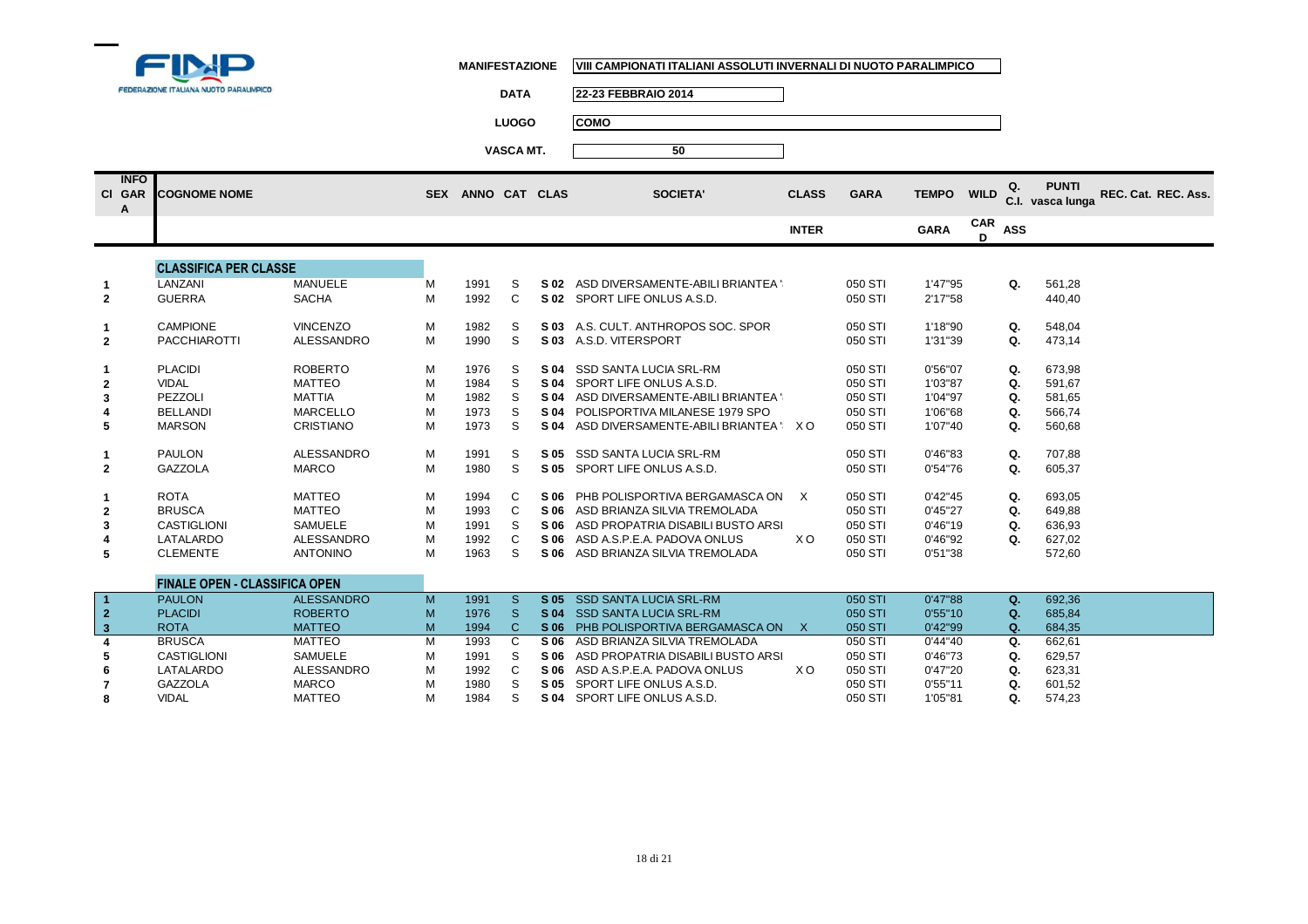FINP
FEDERAZIONE ITALIANA NUOTO PARALIMPICO

**MANIFESTAZIONE** VIII CAMPIONATI ITALIANI ASSOLUTI INVERNALI DI NUOTO PARALIMPICO

**DATA** 22-23 FEBBRAIO 2014

**LUOGO** COMO

**VASCA MT.** 50

| Cl | INFO GARA | COGNOME NOME | | SEX | ANNO | CAT | CLAS | SOCIETA' | CLASS INTER | GARA | TEMPO GARA | WILD CARD | Q. C.I. ASS | PUNTI vasca lunga | REC. Cat. | REC. Ass. |
|---|---|---|---|---|---|---|---|---|---|---|---|---|---|---|---|---|
| | | **CLASSIFICA PER CLASSE** | | | | | | | | | | | | | | |
| 1 | | LANZANI | MANUELE | M | 1991 | S | S 02 | ASD DIVERSAMENTE-ABILI BRIANTEA ' | | 050 STI | 1'47"95 | | Q. | 561,28 | | |
| 2 | | GUERRA | SACHA | M | 1992 | C | S 02 | SPORT LIFE ONLUS A.S.D. | | 050 STI | 2'17"58 | | | 440,40 | | |
| 1 | | CAMPIONE | VINCENZO | M | 1982 | S | S 03 | A.S. CULT. ANTHROPOS SOC. SPOR | | 050 STI | 1'18"90 | | Q. | 548,04 | | |
| 2 | | PACCHIAROTTI | ALESSANDRO | M | 1990 | S | S 03 | A.S.D. VITERSPORT | | 050 STI | 1'31"39 | | Q. | 473,14 | | |
| 1 | | PLACIDI | ROBERTO | M | 1976 | S | S 04 | SSD SANTA LUCIA SRL-RM | | 050 STI | 0'56"07 | | Q. | 673,98 | | |
| 2 | | VIDAL | MATTEO | M | 1984 | S | S 04 | SPORT LIFE ONLUS A.S.D. | | 050 STI | 1'03"87 | | Q. | 591,67 | | |
| 3 | | PEZZOLI | MATTIA | M | 1982 | S | S 04 | ASD DIVERSAMENTE-ABILI BRIANTEA ' | | 050 STI | 1'04"97 | | Q. | 581,65 | | |
| 4 | | BELLANDI | MARCELLO | M | 1973 | S | S 04 | POLISPORTIVA MILANESE 1979 SPO | | 050 STI | 1'06"68 | | Q. | 566,74 | | |
| 5 | | MARSON | CRISTIANO | M | 1973 | S | S 04 | ASD DIVERSAMENTE-ABILI BRIANTEA ' | X O | 050 STI | 1'07"40 | | Q. | 560,68 | | |
| 1 | | PAULON | ALESSANDRO | M | 1991 | S | S 05 | SSD SANTA LUCIA SRL-RM | | 050 STI | 0'46"83 | | Q. | 707,88 | | |
| 2 | | GAZZOLA | MARCO | M | 1980 | S | S 05 | SPORT LIFE ONLUS A.S.D. | | 050 STI | 0'54"76 | | Q. | 605,37 | | |
| 1 | | ROTA | MATTEO | M | 1994 | C | S 06 | PHB POLISPORTIVA BERGAMASCA ON | X | 050 STI | 0'42"45 | | Q. | 693,05 | | |
| 2 | | BRUSCA | MATTEO | M | 1993 | C | S 06 | ASD BRIANZA SILVIA TREMOLADA | | 050 STI | 0'45"27 | | Q. | 649,88 | | |
| 3 | | CASTIGLIONI | SAMUELE | M | 1991 | S | S 06 | ASD PROPATRIA DISABILI BUSTO ARSI | | 050 STI | 0'46"19 | | Q. | 636,93 | | |
| 4 | | LATALARDO | ALESSANDRO | M | 1992 | C | S 06 | ASD A.S.P.E.A. PADOVA ONLUS | X O | 050 STI | 0'46"92 | | Q. | 627,02 | | |
| 5 | | CLEMENTE | ANTONINO | M | 1963 | S | S 06 | ASD BRIANZA SILVIA TREMOLADA | | 050 STI | 0'51"38 | | | 572,60 | | |
| | | **FINALE OPEN - CLASSIFICA OPEN** | | | | | | | | | | | | | | |
| 1 | | PAULON | ALESSANDRO | M | 1991 | S | S 05 | SSD SANTA LUCIA SRL-RM | | 050 STI | 0'47"88 | | Q. | 692,36 | | |
| 2 | | PLACIDI | ROBERTO | M | 1976 | S | S 04 | SSD SANTA LUCIA SRL-RM | | 050 STI | 0'55"10 | | Q. | 685,84 | | |
| 3 | | ROTA | MATTEO | M | 1994 | C | S 06 | PHB POLISPORTIVA BERGAMASCA ON | X | 050 STI | 0'42"99 | | Q. | 684,35 | | |
| 4 | | BRUSCA | MATTEO | M | 1993 | C | S 06 | ASD BRIANZA SILVIA TREMOLADA | | 050 STI | 0'44"40 | | Q. | 662,61 | | |
| 5 | | CASTIGLIONI | SAMUELE | M | 1991 | S | S 06 | ASD PROPATRIA DISABILI BUSTO ARSI | | 050 STI | 0'46"73 | | Q. | 629,57 | | |
| 6 | | LATALARDO | ALESSANDRO | M | 1992 | C | S 06 | ASD A.S.P.E.A. PADOVA ONLUS | X O | 050 STI | 0'47"20 | | Q. | 623,31 | | |
| 7 | | GAZZOLA | MARCO | M | 1980 | S | S 05 | SPORT LIFE ONLUS A.S.D. | | 050 STI | 0'55"11 | | Q. | 601,52 | | |
| 8 | | VIDAL | MATTEO | M | 1984 | S | S 04 | SPORT LIFE ONLUS A.S.D. | | 050 STI | 1'05"81 | | Q. | 574,23 | | |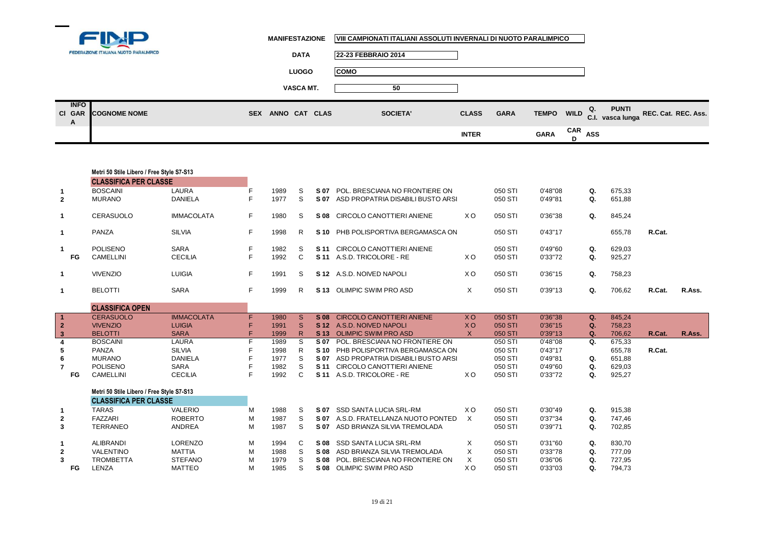FINP - FEDERAZIONE ITALIANA NUOTO PARALIMPICO

**MANIFESTAZIONE**: VIII CAMPIONATI ITALIANI ASSOLUTI INVERNALI DI NUOTO PARALIMPICO

**DATA**: 22-23 FEBBRAIO 2014

**LUOGO**: COMO

**VASCA MT.**: 50

| Cl | INFO GARA | COGNOME NOME | | SEX | ANNO | CAT | CLAS | SOCIETA' | CLASS INTER | GARA | TEMPO GARA | WILD CARD | Q. C.I. ASS | PUNTI vasca lunga | REC. Cat. | REC. Ass. |
|---|---|---|---|---|---|---|---|---|---|---|---|---|---|---|---|---|
| | | **Metri 50 Stile Libero / Free Style S7-S13** | | | | | | | | | | | | | | |
| | | **CLASSIFICA PER CLASSE** | | | | | | | | | | | | | | |
| 1 | | BOSCAINI | LAURA | F | 1989 | S | S 07 | POL. BRESCIANA NO FRONTIERE ON | | 050 STI | 0'48"08 | | Q. | 675,33 | | |
| 2 | | MURANO | DANIELA | F | 1977 | S | S 07 | ASD PROPATRIA DISABILI BUSTO ARSI | | 050 STI | 0'49"81 | | Q. | 651,88 | | |
| 1 | | CERASUOLO | IMMACOLATA | F | 1980 | S | S 08 | CIRCOLO CANOTTIERI ANIENE | X O | 050 STI | 0'36"38 | | Q. | 845,24 | | |
| 1 | | PANZA | SILVIA | F | 1998 | R | S 10 | PHB POLISPORTIVA BERGAMASCA ON | | 050 STI | 0'43"17 | | | 655,78 | R.Cat. | |
| 1 | | POLISENO | SARA | F | 1982 | S | S 11 | CIRCOLO CANOTTIERI ANIENE | | 050 STI | 0'49"60 | | Q. | 629,03 | | |
| | FG | CAMELLINI | CECILIA | F | 1992 | C | S 11 | A.S.D. TRICOLORE - RE | X O | 050 STI | 0'33"72 | | Q. | 925,27 | | |
| 1 | | VIVENZIO | LUIGIA | F | 1991 | S | S 12 | A.S.D. NOIVED NAPOLI | X O | 050 STI | 0'36"15 | | Q. | 758,23 | | |
| 1 | | BELOTTI | SARA | F | 1999 | R | S 13 | OLIMPIC SWIM PRO ASD | X | 050 STI | 0'39"13 | | Q. | 706,62 | R.Cat. | R.Ass. |
| | | **CLASSIFICA OPEN** | | | | | | | | | | | | | | |
| 1 | | CERASUOLO | IMMACOLATA | F | 1980 | S | S 08 | CIRCOLO CANOTTIERI ANIENE | X O | 050 STI | 0'36"38 | | Q. | 845,24 | | |
| 2 | | VIVENZIO | LUIGIA | F | 1991 | S | S 12 | A.S.D. NOIVED NAPOLI | X O | 050 STI | 0'36"15 | | Q. | 758,23 | | |
| 3 | | BELOTTI | SARA | F | 1999 | R | S 13 | OLIMPIC SWIM PRO ASD | X | 050 STI | 0'39"13 | | Q. | 706,62 | R.Cat. | R.Ass. |
| 4 | | BOSCAINI | LAURA | F | 1989 | S | S 07 | POL. BRESCIANA NO FRONTIERE ON | | 050 STI | 0'48"08 | | Q. | 675,33 | | |
| 5 | | PANZA | SILVIA | F | 1998 | R | S 10 | PHB POLISPORTIVA BERGAMASCA ON | | 050 STI | 0'43"17 | | | 655,78 | R.Cat. | |
| 6 | | MURANO | DANIELA | F | 1977 | S | S 07 | ASD PROPATRIA DISABILI BUSTO ARSI | | 050 STI | 0'49"81 | | Q. | 651,88 | | |
| 7 | | POLISENO | SARA | F | 1982 | S | S 11 | CIRCOLO CANOTTIERI ANIENE | | 050 STI | 0'49"60 | | Q. | 629,03 | | |
| | FG | CAMELLINI | CECILIA | F | 1992 | C | S 11 | A.S.D. TRICOLORE - RE | X O | 050 STI | 0'33"72 | | Q. | 925,27 | | |
| | | **Metri 50 Stile Libero / Free Style S7-S13** | | | | | | | | | | | | | | |
| | | **CLASSIFICA PER CLASSE** | | | | | | | | | | | | | | |
| 1 | | TARAS | VALERIO | M | 1988 | S | S 07 | SSD SANTA LUCIA SRL-RM | X O | 050 STI | 0'30"49 | | Q. | 915,38 | | |
| 2 | | FAZZARI | ROBERTO | M | 1987 | S | S 07 | A.S.D. FRATELLANZA NUOTO PONTED | X | 050 STI | 0'37"34 | | Q. | 747,46 | | |
| 3 | | TERRANEO | ANDREA | M | 1987 | S | S 07 | ASD BRIANZA SILVIA TREMOLADA | | 050 STI | 0'39"71 | | Q. | 702,85 | | |
| 1 | | ALIBRANDI | LORENZO | M | 1994 | C | S 08 | SSD SANTA LUCIA SRL-RM | X | 050 STI | 0'31"60 | | Q. | 830,70 | | |
| 2 | | VALENTINO | MATTIA | M | 1988 | S | S 08 | ASD BRIANZA SILVIA TREMOLADA | X | 050 STI | 0'33"78 | | Q. | 777,09 | | |
| 3 | | TROMBETTA | STEFANO | M | 1979 | S | S 08 | POL. BRESCIANA NO FRONTIERE ON | X | 050 STI | 0'36"06 | | Q. | 727,95 | | |
| | FG | LENZA | MATTEO | M | 1985 | S | S 08 | OLIMPIC SWIM PRO ASD | X O | 050 STI | 0'33"03 | | Q. | 794,73 | | |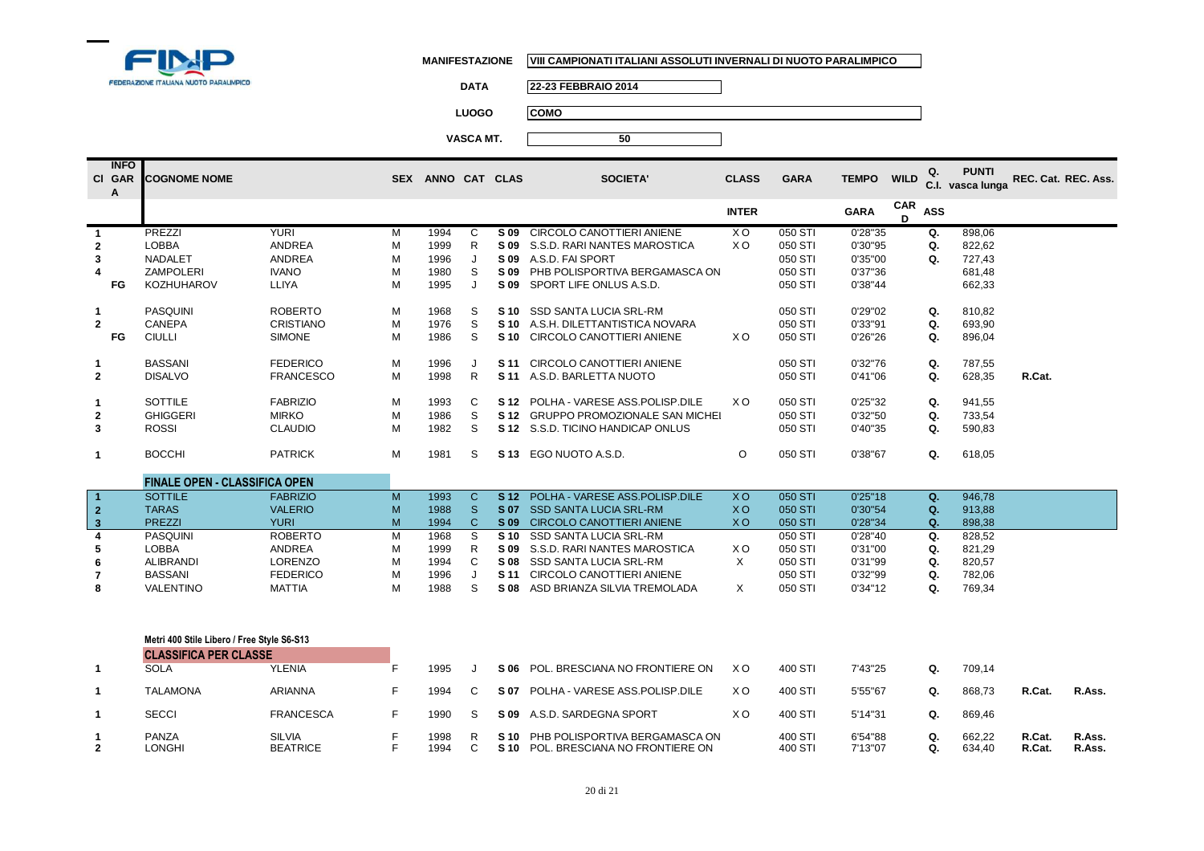**MANIFESTAZIONE** VIII CAMPIONATI ITALIANI ASSOLUTI INVERNALI DI NUOTO PARALIMPICO

**DATA** 22-23 FEBBRAIO 2014

**LUOGO** COMO

**VASCA MT.** 50

| Cl | INFO GARA | COGNOME NOME | | SEX | ANNO | CAT | CLAS | SOCIETA' | CLASS INTER | GARA | TEMPO GARA | WILD CARD | Q. C.I. ASS | PUNTI vasca lunga | REC. Cat. | REC. Ass. |
|---|---|---|---|---|---|---|---|---|---|---|---|---|---|---|---|---|
| 1 | | PREZZI | YURI | M | 1994 | C | S 09 | CIRCOLO CANOTTIERI ANIENE | X O | 050 STI | 0'28"35 | | Q. | 898,06 | | |
| 2 | | LOBBA | ANDREA | M | 1999 | R | S 09 | S.S.D. RARI NANTES MAROSTICA | X O | 050 STI | 0'30"95 | | Q. | 822,62 | | |
| 3 | | NADALET | ANDREA | M | 1996 | J | S 09 | A.S.D. FAI SPORT | | 050 STI | 0'35"00 | | Q. | 727,43 | | |
| 4 | | ZAMPOLERI | IVANO | M | 1980 | S | S 09 | PHB POLISPORTIVA BERGAMASCA ON | | 050 STI | 0'37"36 | | | 681,48 | | |
| | FG | KOZHUHAROV | LLIYA | M | 1995 | J | S 09 | SPORT LIFE ONLUS A.S.D. | | 050 STI | 0'38"44 | | | 662,33 | | |
| 1 | | PASQUINI | ROBERTO | M | 1968 | S | S 10 | SSD SANTA LUCIA SRL-RM | | 050 STI | 0'29"02 | | Q. | 810,82 | | |
| 2 | | CANEPA | CRISTIANO | M | 1976 | S | S 10 | A.S.H. DILETTANTISTICA NOVARA | | 050 STI | 0'33"91 | | Q. | 693,90 | | |
| | FG | CIULLI | SIMONE | M | 1986 | S | S 10 | CIRCOLO CANOTTIERI ANIENE | X O | 050 STI | 0'26"26 | | Q. | 896,04 | | |
| 1 | | BASSANI | FEDERICO | M | 1996 | J | S 11 | CIRCOLO CANOTTIERI ANIENE | | 050 STI | 0'32"76 | | Q. | 787,55 | | |
| 2 | | DISALVO | FRANCESCO | M | 1998 | R | S 11 | A.S.D. BARLETTA NUOTO | | 050 STI | 0'41"06 | | Q. | 628,35 | R.Cat. | |
| 1 | | SOTTILE | FABRIZIO | M | 1993 | C | S 12 | POLHA - VARESE ASS.POLISP.DILE | X O | 050 STI | 0'25"32 | | Q. | 941,55 | | |
| 2 | | GHIGGERI | MIRKO | M | 1986 | S | S 12 | GRUPPO PROMOZIONALE SAN MICHEI | | 050 STI | 0'32"50 | | Q. | 733,54 | | |
| 3 | | ROSSI | CLAUDIO | M | 1982 | S | S 12 | S.S.D. TICINO HANDICAP ONLUS | | 050 STI | 0'40"35 | | Q. | 590,83 | | |
| 1 | | BOCCHI | PATRICK | M | 1981 | S | S 13 | EGO NUOTO A.S.D. | O | 050 STI | 0'38"67 | | Q. | 618,05 | | |
| | | **FINALE OPEN - CLASSIFICA OPEN** | | | | | | | | | | | | | | |
| 1 | | SOTTILE | FABRIZIO | M | 1993 | C | S 12 | POLHA - VARESE ASS.POLISP.DILE | X O | 050 STI | 0'25"18 | | Q. | 946,78 | | |
| 2 | | TARAS | VALERIO | M | 1988 | S | S 07 | SSD SANTA LUCIA SRL-RM | X O | 050 STI | 0'30"54 | | Q. | 913,88 | | |
| 3 | | PREZZI | YURI | M | 1994 | C | S 09 | CIRCOLO CANOTTIERI ANIENE | X O | 050 STI | 0'28"34 | | Q. | 898,38 | | |
| 4 | | PASQUINI | ROBERTO | M | 1968 | S | S 10 | SSD SANTA LUCIA SRL-RM | | 050 STI | 0'28"40 | | Q. | 828,52 | | |
| 5 | | LOBBA | ANDREA | M | 1999 | R | S 09 | S.S.D. RARI NANTES MAROSTICA | X O | 050 STI | 0'31"00 | | Q. | 821,29 | | |
| 6 | | ALIBRANDI | LORENZO | M | 1994 | C | S 08 | SSD SANTA LUCIA SRL-RM | X | 050 STI | 0'31"99 | | Q. | 820,57 | | |
| 7 | | BASSANI | FEDERICO | M | 1996 | J | S 11 | CIRCOLO CANOTTIERI ANIENE | | 050 STI | 0'32"99 | | Q. | 782,06 | | |
| 8 | | VALENTINO | MATTIA | M | 1988 | S | S 08 | ASD BRIANZA SILVIA TREMOLADA | X | 050 STI | 0'34"12 | | Q. | 769,34 | | |

**Metri 400 Stile Libero / Free Style S6-S13**

| Cl | INFO GARA | COGNOME NOME | | SEX | ANNO | CAT | CLAS | SOCIETA' | CLASS INTER | GARA | TEMPO GARA | WILD CARD | Q. C.I. ASS | PUNTI vasca lunga | REC. Cat. | REC. Ass. |
|---|---|---|---|---|---|---|---|---|---|---|---|---|---|---|---|---|
| | | **CLASSIFICA PER CLASSE** | | | | | | | | | | | | | | |
| 1 | | SOLA | YLENIA | F | 1995 | J | S 06 | POL. BRESCIANA NO FRONTIERE ON | X O | 400 STI | 7'43"25 | | Q. | 709,14 | | |
| 1 | | TALAMONA | ARIANNA | F | 1994 | C | S 07 | POLHA - VARESE ASS.POLISP.DILE | X O | 400 STI | 5'55"67 | | Q. | 868,73 | R.Cat. | R.Ass. |
| 1 | | SECCI | FRANCESCA | F | 1990 | S | S 09 | A.S.D. SARDEGNA SPORT | X O | 400 STI | 5'14"31 | | Q. | 869,46 | | |
| 1 | | PANZA | SILVIA | F | 1998 | R | S 10 | PHB POLISPORTIVA BERGAMASCA ON | | 400 STI | 6'54"88 | | Q. | 662,22 | R.Cat. | R.Ass. |
| 2 | | LONGHI | BEATRICE | F | 1994 | C | S 10 | POL. BRESCIANA NO FRONTIERE ON | | 400 STI | 7'13"07 | | Q. | 634,40 | R.Cat. | R.Ass. |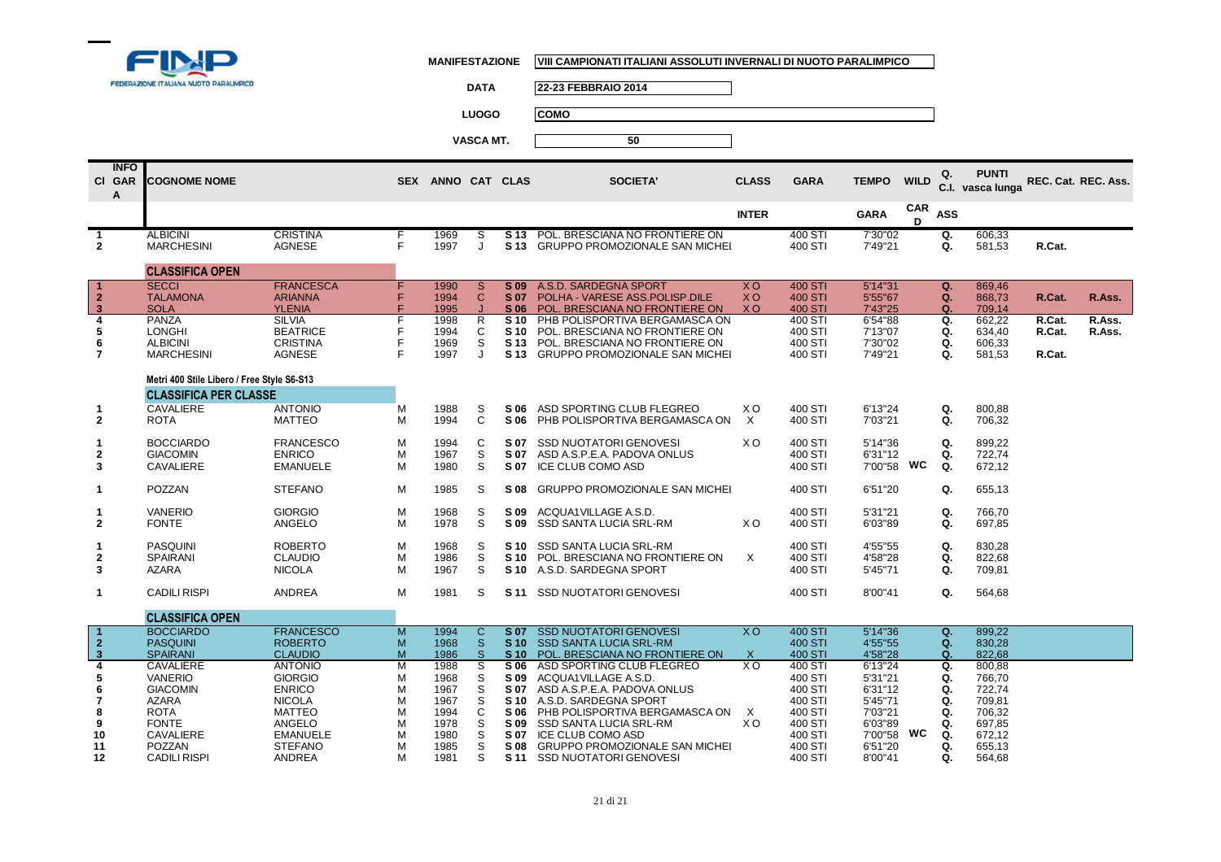FINP FEDERAZIONE ITALIANA NUOTO PARALIMPICO

MANIFESTAZIONE: VIII CAMPIONATI ITALIANI ASSOLUTI INVERNALI DI NUOTO PARALIMPICO

DATA: 22-23 FEBBRAIO 2014

LUOGO: COMO

VASCA MT.: 50

| Cl | INFO GARA | COGNOME NOME | | SEX | ANNO | CAT | CLAS | SOCIETA' | CLASS INTER | GARA | TEMPO GARA | WILD CARD | Q. C.I. ASS | PUNTI vasca lunga | REC. Cat. | REC. Ass. |
|---|---|---|---|---|---|---|---|---|---|---|---|---|---|---|---|---|
| 1 | | ALBICINI | CRISTINA | F | 1969 | S | S 13 | POL. BRESCIANA NO FRONTIERE ON | | 400 STI | 7'30"02 | | Q. | 606,33 | | |
| 2 | | MARCHESINI | AGNESE | F | 1997 | J | S 13 | GRUPPO PROMOZIONALE SAN MICHEI | | 400 STI | 7'49"21 | | Q. | 581,53 | R.Cat. | |

**CLASSIFICA OPEN**

| Cl | INFO GARA | COGNOME NOME | | SEX | ANNO | CAT | CLAS | SOCIETA' | CLASS INTER | GARA | TEMPO GARA | WILD CARD | Q. C.I. ASS | PUNTI vasca lunga | REC. Cat. | REC. Ass. |
|---|---|---|---|---|---|---|---|---|---|---|---|---|---|---|---|---|
| 1 | | SECCI | FRANCESCA | F | 1990 | S | S 09 | A.S.D. SARDEGNA SPORT | X O | 400 STI | 5'14"31 | | Q. | 869,46 | | |
| 2 | | TALAMONA | ARIANNA | F | 1994 | C | S 07 | POLHA - VARESE ASS.POLISP.DILE | X O | 400 STI | 5'55"67 | | Q. | 868,73 | R.Cat. | R.Ass. |
| 3 | | SOLA | YLENIA | F | 1995 | J | S 06 | POL. BRESCIANA NO FRONTIERE ON | X O | 400 STI | 7'43"25 | | Q. | 709,14 | | |
| 4 | | PANZA | SILVIA | F | 1998 | R | S 10 | PHB POLISPORTIVA BERGAMASCA ON | | 400 STI | 6'54"88 | | Q. | 662,22 | R.Cat. | R.Ass. |
| 5 | | LONGHI | BEATRICE | F | 1994 | C | S 10 | POL. BRESCIANA NO FRONTIERE ON | | 400 STI | 7'13"07 | | Q. | 634,40 | R.Cat. | R.Ass. |
| 6 | | ALBICINI | CRISTINA | F | 1969 | S | S 13 | POL. BRESCIANA NO FRONTIERE ON | | 400 STI | 7'30"02 | | Q. | 606,33 | | |
| 7 | | MARCHESINI | AGNESE | F | 1997 | J | S 13 | GRUPPO PROMOZIONALE SAN MICHEI | | 400 STI | 7'49"21 | | Q. | 581,53 | R.Cat. | |

Metri 400 Stile Libero / Free Style S6-S13

**CLASSIFICA PER CLASSE**

| Cl | INFO GARA | COGNOME NOME | | SEX | ANNO | CAT | CLAS | SOCIETA' | CLASS INTER | GARA | TEMPO GARA | WILD CARD | Q. C.I. ASS | PUNTI vasca lunga | REC. Cat. | REC. Ass. |
|---|---|---|---|---|---|---|---|---|---|---|---|---|---|---|---|---|
| 1 | | CAVALIERE | ANTONIO | M | 1988 | S | S 06 | ASD SPORTING CLUB FLEGREO | X O | 400 STI | 6'13"24 | | Q. | 800,88 | | |
| 2 | | ROTA | MATTEO | M | 1994 | C | S 06 | PHB POLISPORTIVA BERGAMASCA ON | X | 400 STI | 7'03"21 | | Q. | 706,32 | | |
| 1 | | BOCCIARDO | FRANCESCO | M | 1994 | C | S 07 | SSD NUOTATORI GENOVESI | X O | 400 STI | 5'14"36 | | Q. | 899,22 | | |
| 2 | | GIACOMIN | ENRICO | M | 1967 | S | S 07 | ASD A.S.P.E.A. PADOVA ONLUS | | 400 STI | 6'31"12 | | Q. | 722,74 | | |
| 3 | | CAVALIERE | EMANUELE | M | 1980 | S | S 07 | ICE CLUB COMO ASD | | 400 STI | 7'00"58 | WC | Q. | 672,12 | | |
| 1 | | POZZAN | STEFANO | M | 1985 | S | S 08 | GRUPPO PROMOZIONALE SAN MICHEI | | 400 STI | 6'51"20 | | Q. | 655,13 | | |
| 1 | | VANERIO | GIORGIO | M | 1968 | S | S 09 | ACQUA1VILLAGE A.S.D. | | 400 STI | 5'31"21 | | Q. | 766,70 | | |
| 2 | | FONTE | ANGELO | M | 1978 | S | S 09 | SSD SANTA LUCIA SRL-RM | X O | 400 STI | 6'03"89 | | Q. | 697,85 | | |
| 1 | | PASQUINI | ROBERTO | M | 1968 | S | S 10 | SSD SANTA LUCIA SRL-RM | | 400 STI | 4'55"55 | | Q. | 830,28 | | |
| 2 | | SPAIRANI | CLAUDIO | M | 1986 | S | S 10 | POL. BRESCIANA NO FRONTIERE ON | X | 400 STI | 4'58"28 | | Q. | 822,68 | | |
| 3 | | AZARA | NICOLA | M | 1967 | S | S 10 | A.S.D. SARDEGNA SPORT | | 400 STI | 5'45"71 | | Q. | 709,81 | | |
| 1 | | CADILI RISPI | ANDREA | M | 1981 | S | S 11 | SSD NUOTATORI GENOVESI | | 400 STI | 8'00"41 | | Q. | 564,68 | | |

**CLASSIFICA OPEN**

| Cl | INFO GARA | COGNOME NOME | | SEX | ANNO | CAT | CLAS | SOCIETA' | CLASS INTER | GARA | TEMPO GARA | WILD CARD | Q. C.I. ASS | PUNTI vasca lunga | REC. Cat. | REC. Ass. |
|---|---|---|---|---|---|---|---|---|---|---|---|---|---|---|---|---|
| 1 | | BOCCIARDO | FRANCESCO | M | 1994 | C | S 07 | SSD NUOTATORI GENOVESI | X O | 400 STI | 5'14"36 | | Q. | 899,22 | | |
| 2 | | PASQUINI | ROBERTO | M | 1968 | S | S 10 | SSD SANTA LUCIA SRL-RM | | 400 STI | 4'55"55 | | Q. | 830,28 | | |
| 3 | | SPAIRANI | CLAUDIO | M | 1986 | S | S 10 | POL. BRESCIANA NO FRONTIERE ON | X | 400 STI | 4'58"28 | | Q. | 822,68 | | |
| 4 | | CAVALIERE | ANTONIO | M | 1988 | S | S 06 | ASD SPORTING CLUB FLEGREO | X O | 400 STI | 6'13"24 | | Q. | 800,88 | | |
| 5 | | VANERIO | GIORGIO | M | 1968 | S | S 09 | ACQUA1VILLAGE A.S.D. | | 400 STI | 5'31"21 | | Q. | 766,70 | | |
| 6 | | GIACOMIN | ENRICO | M | 1967 | S | S 07 | ASD A.S.P.E.A. PADOVA ONLUS | | 400 STI | 6'31"12 | | Q. | 722,74 | | |
| 7 | | AZARA | NICOLA | M | 1967 | S | S 10 | A.S.D. SARDEGNA SPORT | | 400 STI | 5'45"71 | | Q. | 709,81 | | |
| 8 | | ROTA | MATTEO | M | 1994 | C | S 06 | PHB POLISPORTIVA BERGAMASCA ON | X | 400 STI | 7'03"21 | | Q. | 706,32 | | |
| 9 | | FONTE | ANGELO | M | 1978 | S | S 09 | SSD SANTA LUCIA SRL-RM | X O | 400 STI | 6'03"89 | | Q. | 697,85 | | |
| 10 | | CAVALIERE | EMANUELE | M | 1980 | S | S 07 | ICE CLUB COMO ASD | | 400 STI | 7'00"58 | WC | Q. | 672,12 | | |
| 11 | | POZZAN | STEFANO | M | 1985 | S | S 08 | GRUPPO PROMOZIONALE SAN MICHEI | | 400 STI | 6'51"20 | | Q. | 655,13 | | |
| 12 | | CADILI RISPI | ANDREA | M | 1981 | S | S 11 | SSD NUOTATORI GENOVESI | | 400 STI | 8'00"41 | | Q. | 564,68 | | |